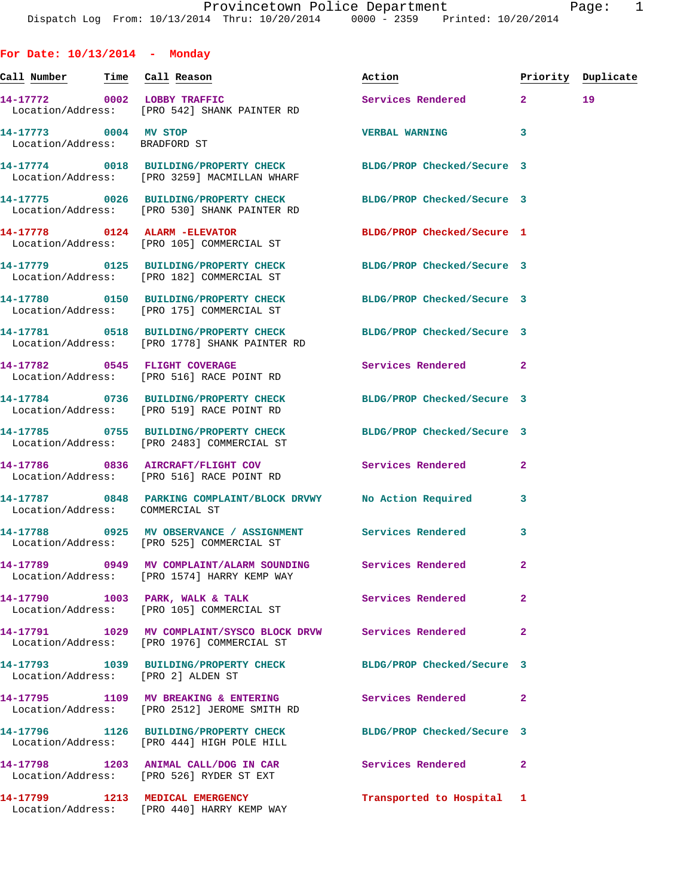Provincetown Police Department
Dispatch Log From: 10/13/2014 Thru: 10/20/2014 0000 - 2359 Printed: 10/20/2014

## For Date: 10/13/2014 - Monday

| Call Number | Time | Call Reason | Action | Priority | Duplicate |
|---|---|---|---|---|---|
| 14-17772 | 0002 | LOBBY TRAFFIC<br>Location/Address: [PRO 542] SHANK PAINTER RD | Services Rendered | 2 | 19 |
| 14-17773 | 0004 | MV STOP<br>Location/Address: BRADFORD ST | VERBAL WARNING | 3 | |
| 14-17774 | 0018 | BUILDING/PROPERTY CHECK<br>Location/Address: [PRO 3259] MACMILLAN WHARF | BLDG/PROP Checked/Secure | 3 | |
| 14-17775 | 0026 | BUILDING/PROPERTY CHECK<br>Location/Address: [PRO 530] SHANK PAINTER RD | BLDG/PROP Checked/Secure | 3 | |
| 14-17778 | 0124 | ALARM -ELEVATOR<br>Location/Address: [PRO 105] COMMERCIAL ST | BLDG/PROP Checked/Secure | 1 | |
| 14-17779 | 0125 | BUILDING/PROPERTY CHECK<br>Location/Address: [PRO 182] COMMERCIAL ST | BLDG/PROP Checked/Secure | 3 | |
| 14-17780 | 0150 | BUILDING/PROPERTY CHECK<br>Location/Address: [PRO 175] COMMERCIAL ST | BLDG/PROP Checked/Secure | 3 | |
| 14-17781 | 0518 | BUILDING/PROPERTY CHECK<br>Location/Address: [PRO 1778] SHANK PAINTER RD | BLDG/PROP Checked/Secure | 3 | |
| 14-17782 | 0545 | FLIGHT COVERAGE<br>Location/Address: [PRO 516] RACE POINT RD | Services Rendered | 2 | |
| 14-17784 | 0736 | BUILDING/PROPERTY CHECK<br>Location/Address: [PRO 519] RACE POINT RD | BLDG/PROP Checked/Secure | 3 | |
| 14-17785 | 0755 | BUILDING/PROPERTY CHECK<br>Location/Address: [PRO 2483] COMMERCIAL ST | BLDG/PROP Checked/Secure | 3 | |
| 14-17786 | 0836 | AIRCRAFT/FLIGHT COV<br>Location/Address: [PRO 516] RACE POINT RD | Services Rendered | 2 | |
| 14-17787 | 0848 | PARKING COMPLAINT/BLOCK DRVWY<br>Location/Address: COMMERCIAL ST | No Action Required | 3 | |
| 14-17788 | 0925 | MV OBSERVANCE / ASSIGNMENT<br>Location/Address: [PRO 525] COMMERCIAL ST | Services Rendered | 3 | |
| 14-17789 | 0949 | MV COMPLAINT/ALARM SOUNDING<br>Location/Address: [PRO 1574] HARRY KEMP WAY | Services Rendered | 2 | |
| 14-17790 | 1003 | PARK, WALK & TALK<br>Location/Address: [PRO 105] COMMERCIAL ST | Services Rendered | 2 | |
| 14-17791 | 1029 | MV COMPLAINT/SYSCO BLOCK DRVW<br>Location/Address: [PRO 1976] COMMERCIAL ST | Services Rendered | 2 | |
| 14-17793 | 1039 | BUILDING/PROPERTY CHECK<br>Location/Address: [PRO 2] ALDEN ST | BLDG/PROP Checked/Secure | 3 | |
| 14-17795 | 1109 | MV BREAKING & ENTERING<br>Location/Address: [PRO 2512] JEROME SMITH RD | Services Rendered | 2 | |
| 14-17796 | 1126 | BUILDING/PROPERTY CHECK<br>Location/Address: [PRO 444] HIGH POLE HILL | BLDG/PROP Checked/Secure | 3 | |
| 14-17798 | 1203 | ANIMAL CALL/DOG IN CAR<br>Location/Address: [PRO 526] RYDER ST EXT | Services Rendered | 2 | |
| 14-17799 | 1213 | MEDICAL EMERGENCY<br>Location/Address: [PRO 440] HARRY KEMP WAY | Transported to Hospital | 1 | |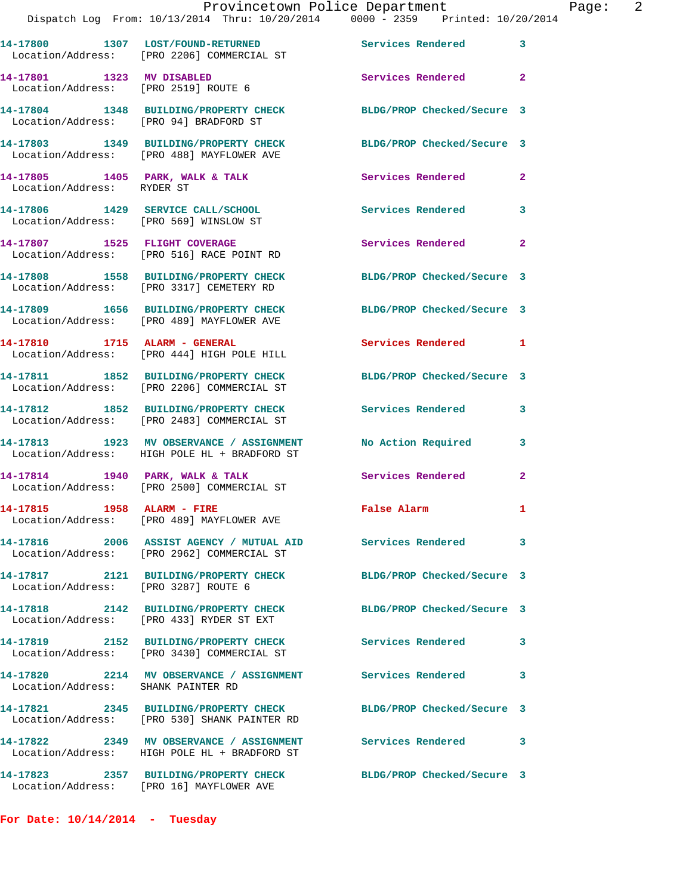14-17800 1307 LOST/FOUND-RETURNED Services Rendered 3
Location/Address: [PRO 2206] COMMERCIAL ST

14-17801 1323 MV DISABLED Services Rendered 2
Location/Address: [PRO 2519] ROUTE 6

14-17804 1348 BUILDING/PROPERTY CHECK BLDG/PROP Checked/Secure 3
Location/Address: [PRO 94] BRADFORD ST

14-17803 1349 BUILDING/PROPERTY CHECK BLDG/PROP Checked/Secure 3
Location/Address: [PRO 488] MAYFLOWER AVE

14-17805 1405 PARK, WALK & TALK Services Rendered 2
Location/Address: RYDER ST

14-17806 1429 SERVICE CALL/SCHOOL Services Rendered 3
Location/Address: [PRO 569] WINSLOW ST

14-17807 1525 FLIGHT COVERAGE Services Rendered 2
Location/Address: [PRO 516] RACE POINT RD

14-17808 1558 BUILDING/PROPERTY CHECK BLDG/PROP Checked/Secure 3
Location/Address: [PRO 3317] CEMETERY RD

14-17809 1656 BUILDING/PROPERTY CHECK BLDG/PROP Checked/Secure 3
Location/Address: [PRO 489] MAYFLOWER AVE

14-17810 1715 ALARM - GENERAL Services Rendered 1
Location/Address: [PRO 444] HIGH POLE HILL

14-17811 1852 BUILDING/PROPERTY CHECK BLDG/PROP Checked/Secure 3
Location/Address: [PRO 2206] COMMERCIAL ST

14-17812 1852 BUILDING/PROPERTY CHECK Services Rendered 3
Location/Address: [PRO 2483] COMMERCIAL ST

14-17813 1923 MV OBSERVANCE / ASSIGNMENT No Action Required 3
Location/Address: HIGH POLE HL + BRADFORD ST

14-17814 1940 PARK, WALK & TALK Services Rendered 2
Location/Address: [PRO 2500] COMMERCIAL ST

14-17815 1958 ALARM - FIRE False Alarm 1
Location/Address: [PRO 489] MAYFLOWER AVE

14-17816 2006 ASSIST AGENCY / MUTUAL AID Services Rendered 3
Location/Address: [PRO 2962] COMMERCIAL ST

14-17817 2121 BUILDING/PROPERTY CHECK BLDG/PROP Checked/Secure 3
Location/Address: [PRO 3287] ROUTE 6

14-17818 2142 BUILDING/PROPERTY CHECK BLDG/PROP Checked/Secure 3
Location/Address: [PRO 433] RYDER ST EXT

14-17819 2152 BUILDING/PROPERTY CHECK Services Rendered 3
Location/Address: [PRO 3430] COMMERCIAL ST

14-17820 2214 MV OBSERVANCE / ASSIGNMENT Services Rendered 3
Location/Address: SHANK PAINTER RD

14-17821 2345 BUILDING/PROPERTY CHECK BLDG/PROP Checked/Secure 3
Location/Address: [PRO 530] SHANK PAINTER RD

14-17822 2349 MV OBSERVANCE / ASSIGNMENT Services Rendered 3
Location/Address: HIGH POLE HL + BRADFORD ST

14-17823 2357 BUILDING/PROPERTY CHECK BLDG/PROP Checked/Secure 3
Location/Address: [PRO 16] MAYFLOWER AVE

**For Date: 10/14/2014 - Tuesday**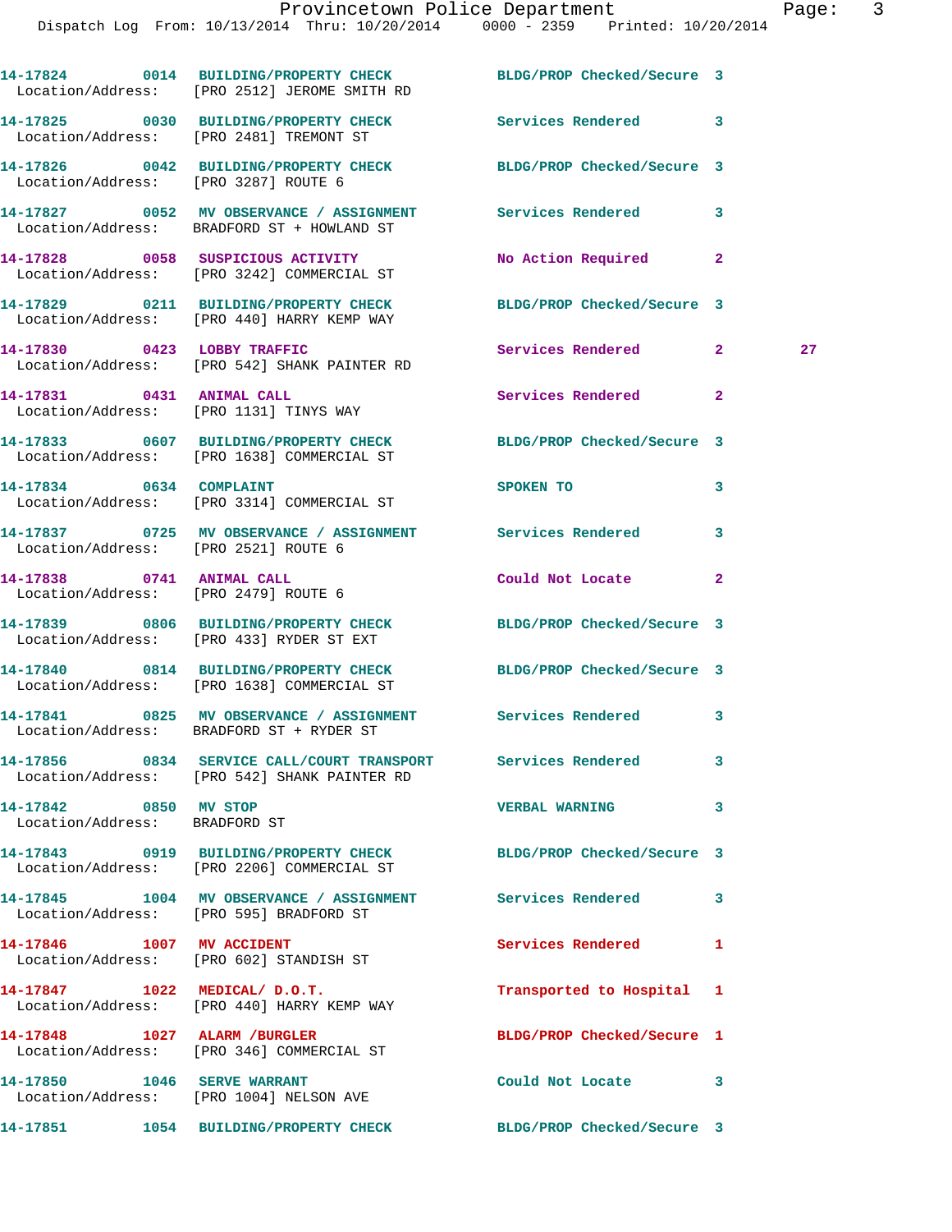14-17824 0014 BUILDING/PROPERTY CHECK BLDG/PROP Checked/Secure 3
Location/Address: [PRO 2512] JEROME SMITH RD

14-17825 0030 BUILDING/PROPERTY CHECK Services Rendered 3
Location/Address: [PRO 2481] TREMONT ST

14-17826 0042 BUILDING/PROPERTY CHECK BLDG/PROP Checked/Secure 3
Location/Address: [PRO 3287] ROUTE 6

14-17827 0052 MV OBSERVANCE / ASSIGNMENT Services Rendered 3
Location/Address: BRADFORD ST + HOWLAND ST

14-17828 0058 SUSPICIOUS ACTIVITY No Action Required 2
Location/Address: [PRO 3242] COMMERCIAL ST

14-17829 0211 BUILDING/PROPERTY CHECK BLDG/PROP Checked/Secure 3
Location/Address: [PRO 440] HARRY KEMP WAY

14-17830 0423 LOBBY TRAFFIC Services Rendered 2 27
Location/Address: [PRO 542] SHANK PAINTER RD

14-17831 0431 ANIMAL CALL Services Rendered 2
Location/Address: [PRO 1131] TINYS WAY

14-17833 0607 BUILDING/PROPERTY CHECK BLDG/PROP Checked/Secure 3
Location/Address: [PRO 1638] COMMERCIAL ST

14-17834 0634 COMPLAINT SPOKEN TO 3
Location/Address: [PRO 3314] COMMERCIAL ST

14-17837 0725 MV OBSERVANCE / ASSIGNMENT Services Rendered 3
Location/Address: [PRO 2521] ROUTE 6

14-17838 0741 ANIMAL CALL Could Not Locate 2
Location/Address: [PRO 2479] ROUTE 6

14-17839 0806 BUILDING/PROPERTY CHECK BLDG/PROP Checked/Secure 3
Location/Address: [PRO 433] RYDER ST EXT

14-17840 0814 BUILDING/PROPERTY CHECK BLDG/PROP Checked/Secure 3
Location/Address: [PRO 1638] COMMERCIAL ST

14-17841 0825 MV OBSERVANCE / ASSIGNMENT Services Rendered 3
Location/Address: BRADFORD ST + RYDER ST

14-17856 0834 SERVICE CALL/COURT TRANSPORT Services Rendered 3
Location/Address: [PRO 542] SHANK PAINTER RD

14-17842 0850 MV STOP VERBAL WARNING 3
Location/Address: BRADFORD ST

14-17843 0919 BUILDING/PROPERTY CHECK BLDG/PROP Checked/Secure 3
Location/Address: [PRO 2206] COMMERCIAL ST

14-17845 1004 MV OBSERVANCE / ASSIGNMENT Services Rendered 3
Location/Address: [PRO 595] BRADFORD ST

14-17846 1007 MV ACCIDENT Services Rendered 1
Location/Address: [PRO 602] STANDISH ST

14-17847 1022 MEDICAL/ D.O.T. Transported to Hospital 1
Location/Address: [PRO 440] HARRY KEMP WAY

14-17848 1027 ALARM /BURGLER BLDG/PROP Checked/Secure 1
Location/Address: [PRO 346] COMMERCIAL ST

14-17850 1046 SERVE WARRANT Could Not Locate 3
Location/Address: [PRO 1004] NELSON AVE

14-17851 1054 BUILDING/PROPERTY CHECK BLDG/PROP Checked/Secure 3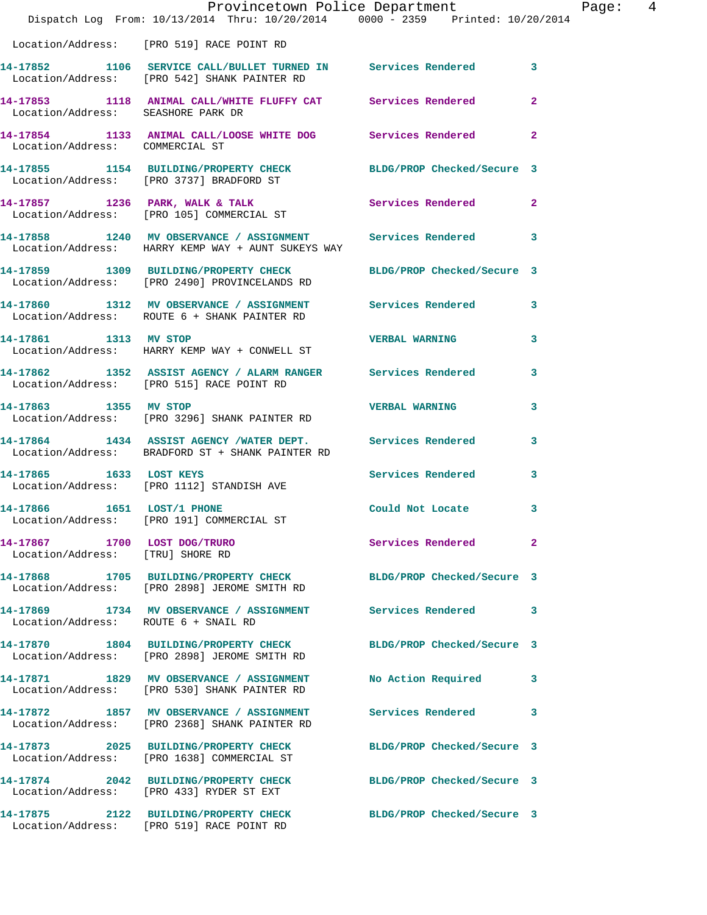Location/Address: [PRO 519] RACE POINT RD

**14-17852** 1106 **SERVICE CALL/BULLET TURNED IN** Services Rendered 3
Location/Address: [PRO 542] SHANK PAINTER RD

**14-17853** 1118 **ANIMAL CALL/WHITE FLUFFY CAT** Services Rendered 2
Location/Address: SEASHORE PARK DR

**14-17854** 1133 **ANIMAL CALL/LOOSE WHITE DOG** Services Rendered 2
Location/Address: COMMERCIAL ST

**14-17855** 1154 **BUILDING/PROPERTY CHECK** BLDG/PROP Checked/Secure 3
Location/Address: [PRO 3737] BRADFORD ST

**14-17857** 1236 **PARK, WALK & TALK** Services Rendered 2
Location/Address: [PRO 105] COMMERCIAL ST

**14-17858** 1240 **MV OBSERVANCE / ASSIGNMENT** Services Rendered 3
Location/Address: HARRY KEMP WAY + AUNT SUKEYS WAY

**14-17859** 1309 **BUILDING/PROPERTY CHECK** BLDG/PROP Checked/Secure 3
Location/Address: [PRO 2490] PROVINCELANDS RD

**14-17860** 1312 **MV OBSERVANCE / ASSIGNMENT** Services Rendered 3
Location/Address: ROUTE 6 + SHANK PAINTER RD

**14-17861** 1313 **MV STOP** VERBAL WARNING 3
Location/Address: HARRY KEMP WAY + CONWELL ST

**14-17862** 1352 **ASSIST AGENCY / ALARM RANGER** Services Rendered 3
Location/Address: [PRO 515] RACE POINT RD

**14-17863** 1355 **MV STOP** VERBAL WARNING 3
Location/Address: [PRO 3296] SHANK PAINTER RD

**14-17864** 1434 **ASSIST AGENCY /WATER DEPT.** Services Rendered 3
Location/Address: BRADFORD ST + SHANK PAINTER RD

**14-17865** 1633 **LOST KEYS** Services Rendered 3
Location/Address: [PRO 1112] STANDISH AVE

**14-17866** 1651 **LOST/1 PHONE** Could Not Locate 3
Location/Address: [PRO 191] COMMERCIAL ST

**14-17867** 1700 **LOST DOG/TRURO** Services Rendered 2
Location/Address: [TRU] SHORE RD

**14-17868** 1705 **BUILDING/PROPERTY CHECK** BLDG/PROP Checked/Secure 3
Location/Address: [PRO 2898] JEROME SMITH RD

**14-17869** 1734 **MV OBSERVANCE / ASSIGNMENT** Services Rendered 3
Location/Address: ROUTE 6 + SNAIL RD

**14-17870** 1804 **BUILDING/PROPERTY CHECK** BLDG/PROP Checked/Secure 3
Location/Address: [PRO 2898] JEROME SMITH RD

**14-17871** 1829 **MV OBSERVANCE / ASSIGNMENT** No Action Required 3
Location/Address: [PRO 530] SHANK PAINTER RD

**14-17872** 1857 **MV OBSERVANCE / ASSIGNMENT** Services Rendered 3
Location/Address: [PRO 2368] SHANK PAINTER RD

**14-17873** 2025 **BUILDING/PROPERTY CHECK** BLDG/PROP Checked/Secure 3
Location/Address: [PRO 1638] COMMERCIAL ST

**14-17874** 2042 **BUILDING/PROPERTY CHECK** BLDG/PROP Checked/Secure 3
Location/Address: [PRO 433] RYDER ST EXT

**14-17875** 2122 **BUILDING/PROPERTY CHECK** BLDG/PROP Checked/Secure 3
Location/Address: [PRO 519] RACE POINT RD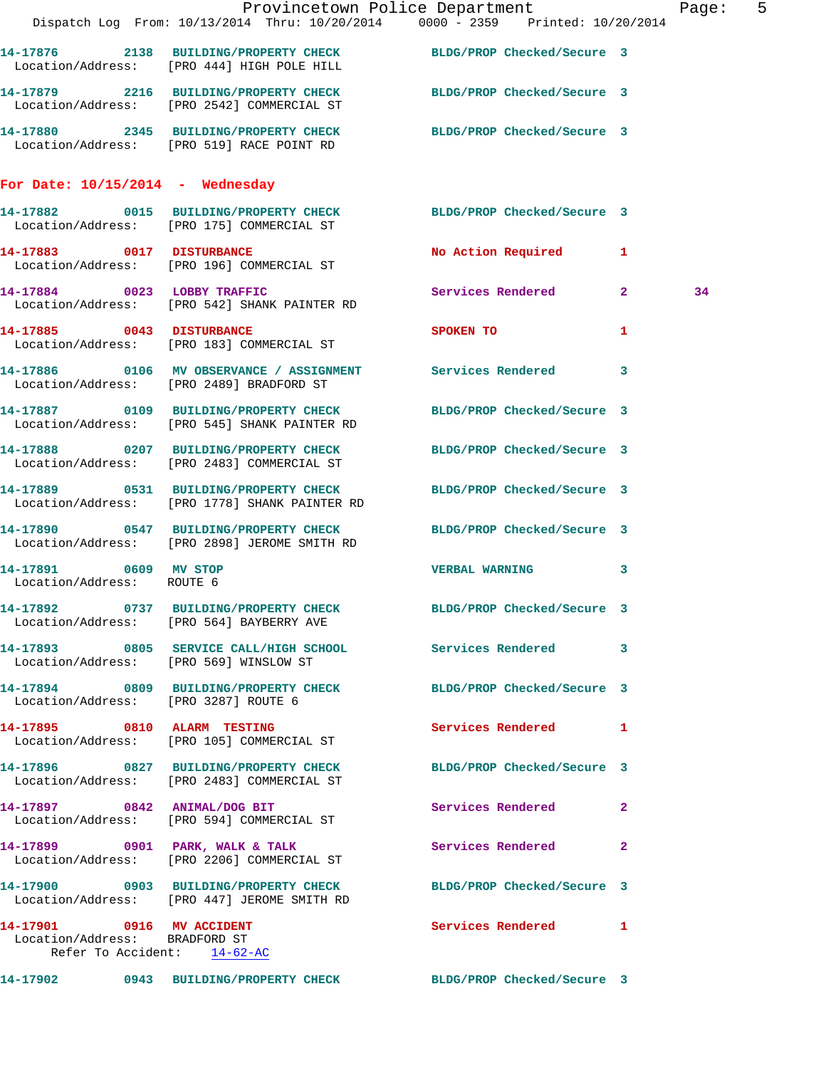14-17876 2138 BUILDING/PROPERTY CHECK BLDG/PROP Checked/Secure 3
Location/Address: [PRO 444] HIGH POLE HILL

14-17879 2216 BUILDING/PROPERTY CHECK BLDG/PROP Checked/Secure 3
Location/Address: [PRO 2542] COMMERCIAL ST

14-17880 2345 BUILDING/PROPERTY CHECK BLDG/PROP Checked/Secure 3
Location/Address: [PRO 519] RACE POINT RD

## For Date: 10/15/2014 - Wednesday

14-17882 0015 BUILDING/PROPERTY CHECK BLDG/PROP Checked/Secure 3
Location/Address: [PRO 175] COMMERCIAL ST

14-17883 0017 DISTURBANCE No Action Required 1
Location/Address: [PRO 196] COMMERCIAL ST

14-17884 0023 LOBBY TRAFFIC Services Rendered 2 34
Location/Address: [PRO 542] SHANK PAINTER RD

14-17885 0043 DISTURBANCE SPOKEN TO 1
Location/Address: [PRO 183] COMMERCIAL ST

14-17886 0106 MV OBSERVANCE / ASSIGNMENT Services Rendered 3
Location/Address: [PRO 2489] BRADFORD ST

14-17887 0109 BUILDING/PROPERTY CHECK BLDG/PROP Checked/Secure 3
Location/Address: [PRO 545] SHANK PAINTER RD

14-17888 0207 BUILDING/PROPERTY CHECK BLDG/PROP Checked/Secure 3
Location/Address: [PRO 2483] COMMERCIAL ST

14-17889 0531 BUILDING/PROPERTY CHECK BLDG/PROP Checked/Secure 3
Location/Address: [PRO 1778] SHANK PAINTER RD

14-17890 0547 BUILDING/PROPERTY CHECK BLDG/PROP Checked/Secure 3
Location/Address: [PRO 2898] JEROME SMITH RD

14-17891 0609 MV STOP VERBAL WARNING 3
Location/Address: ROUTE 6

14-17892 0737 BUILDING/PROPERTY CHECK BLDG/PROP Checked/Secure 3
Location/Address: [PRO 564] BAYBERRY AVE

14-17893 0805 SERVICE CALL/HIGH SCHOOL Services Rendered 3
Location/Address: [PRO 569] WINSLOW ST

14-17894 0809 BUILDING/PROPERTY CHECK BLDG/PROP Checked/Secure 3
Location/Address: [PRO 3287] ROUTE 6

14-17895 0810 ALARM TESTING Services Rendered 1
Location/Address: [PRO 105] COMMERCIAL ST

14-17896 0827 BUILDING/PROPERTY CHECK BLDG/PROP Checked/Secure 3
Location/Address: [PRO 2483] COMMERCIAL ST

14-17897 0842 ANIMAL/DOG BIT Services Rendered 2
Location/Address: [PRO 594] COMMERCIAL ST

14-17899 0901 PARK, WALK & TALK Services Rendered 2
Location/Address: [PRO 2206] COMMERCIAL ST

14-17900 0903 BUILDING/PROPERTY CHECK BLDG/PROP Checked/Secure 3
Location/Address: [PRO 447] JEROME SMITH RD

14-17901 0916 MV ACCIDENT Services Rendered 1
Location/Address: BRADFORD ST
Refer To Accident: 14-62-AC

14-17902 0943 BUILDING/PROPERTY CHECK BLDG/PROP Checked/Secure 3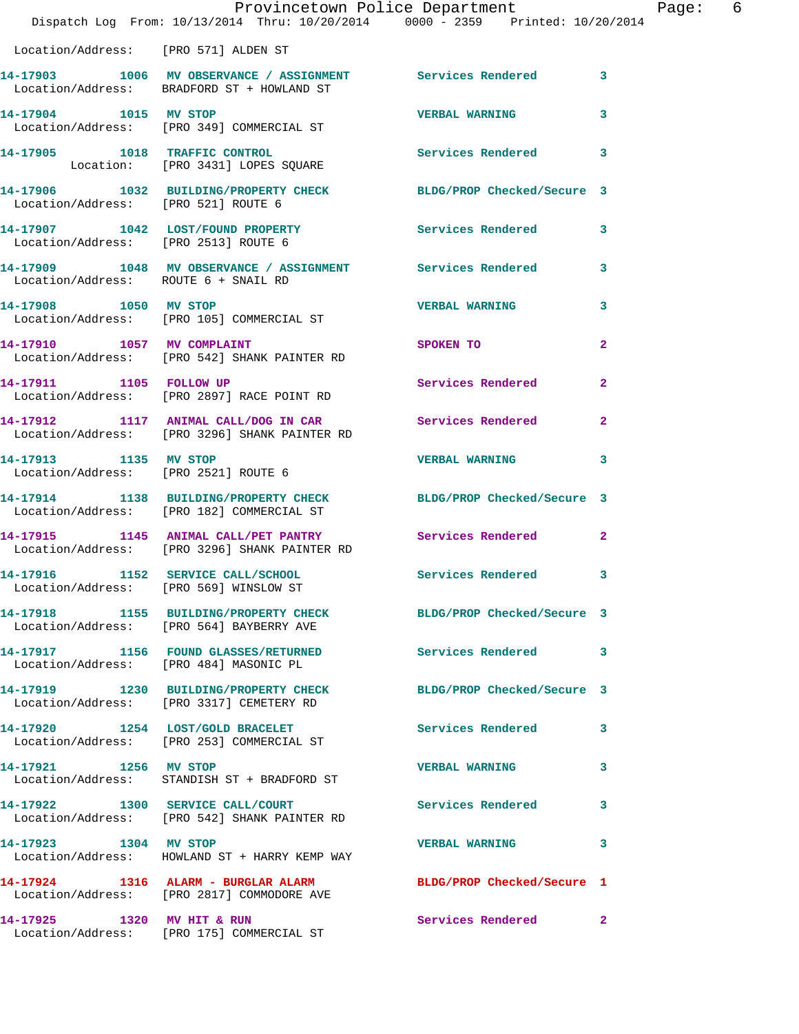Location/Address: [PRO 571] ALDEN ST

| Call # | Time | Call Type | Disposition | Priority |
|---|---|---|---|---|
| 14-17903 | 1006 | MV OBSERVANCE / ASSIGNMENT | Services Rendered | 3 |
| | | Location/Address: BRADFORD ST + HOWLAND ST | | |
| 14-17904 | 1015 | MV STOP | VERBAL WARNING | 3 |
| | | Location/Address: [PRO 349] COMMERCIAL ST | | |
| 14-17905 | 1018 | TRAFFIC CONTROL | Services Rendered | 3 |
| | | Location: [PRO 3431] LOPES SQUARE | | |
| 14-17906 | 1032 | BUILDING/PROPERTY CHECK | BLDG/PROP Checked/Secure | 3 |
| | | Location/Address: [PRO 521] ROUTE 6 | | |
| 14-17907 | 1042 | LOST/FOUND PROPERTY | Services Rendered | 3 |
| | | Location/Address: [PRO 2513] ROUTE 6 | | |
| 14-17909 | 1048 | MV OBSERVANCE / ASSIGNMENT | Services Rendered | 3 |
| | | Location/Address: ROUTE 6 + SNAIL RD | | |
| 14-17908 | 1050 | MV STOP | VERBAL WARNING | 3 |
| | | Location/Address: [PRO 105] COMMERCIAL ST | | |
| 14-17910 | 1057 | MV COMPLAINT | SPOKEN TO | 2 |
| | | Location/Address: [PRO 542] SHANK PAINTER RD | | |
| 14-17911 | 1105 | FOLLOW UP | Services Rendered | 2 |
| | | Location/Address: [PRO 2897] RACE POINT RD | | |
| 14-17912 | 1117 | ANIMAL CALL/DOG IN CAR | Services Rendered | 2 |
| | | Location/Address: [PRO 3296] SHANK PAINTER RD | | |
| 14-17913 | 1135 | MV STOP | VERBAL WARNING | 3 |
| | | Location/Address: [PRO 2521] ROUTE 6 | | |
| 14-17914 | 1138 | BUILDING/PROPERTY CHECK | BLDG/PROP Checked/Secure | 3 |
| | | Location/Address: [PRO 182] COMMERCIAL ST | | |
| 14-17915 | 1145 | ANIMAL CALL/PET PANTRY | Services Rendered | 2 |
| | | Location/Address: [PRO 3296] SHANK PAINTER RD | | |
| 14-17916 | 1152 | SERVICE CALL/SCHOOL | Services Rendered | 3 |
| | | Location/Address: [PRO 569] WINSLOW ST | | |
| 14-17918 | 1155 | BUILDING/PROPERTY CHECK | BLDG/PROP Checked/Secure | 3 |
| | | Location/Address: [PRO 564] BAYBERRY AVE | | |
| 14-17917 | 1156 | FOUND GLASSES/RETURNED | Services Rendered | 3 |
| | | Location/Address: [PRO 484] MASONIC PL | | |
| 14-17919 | 1230 | BUILDING/PROPERTY CHECK | BLDG/PROP Checked/Secure | 3 |
| | | Location/Address: [PRO 3317] CEMETERY RD | | |
| 14-17920 | 1254 | LOST/GOLD BRACELET | Services Rendered | 3 |
| | | Location/Address: [PRO 253] COMMERCIAL ST | | |
| 14-17921 | 1256 | MV STOP | VERBAL WARNING | 3 |
| | | Location/Address: STANDISH ST + BRADFORD ST | | |
| 14-17922 | 1300 | SERVICE CALL/COURT | Services Rendered | 3 |
| | | Location/Address: [PRO 542] SHANK PAINTER RD | | |
| 14-17923 | 1304 | MV STOP | VERBAL WARNING | 3 |
| | | Location/Address: HOWLAND ST + HARRY KEMP WAY | | |
| 14-17924 | 1316 | ALARM - BURGLAR ALARM | BLDG/PROP Checked/Secure | 1 |
| | | Location/Address: [PRO 2817] COMMODORE AVE | | |
| 14-17925 | 1320 | MV HIT & RUN | Services Rendered | 2 |
| | | Location/Address: [PRO 175] COMMERCIAL ST | | |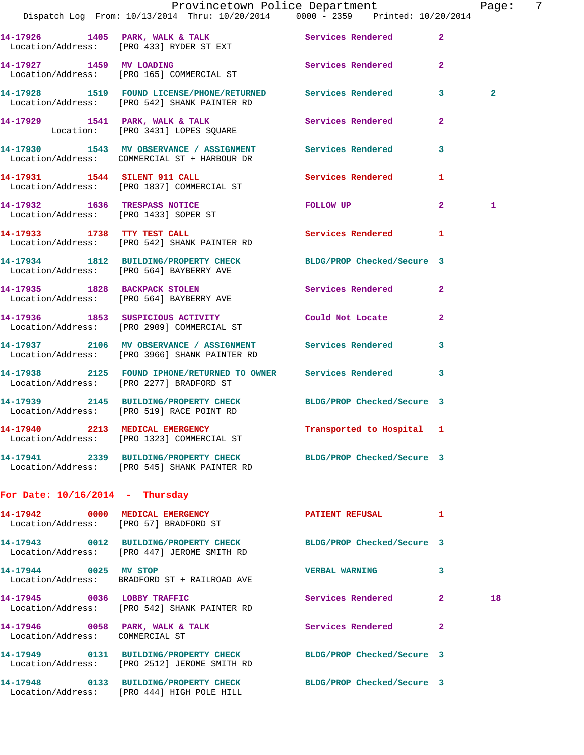14-17926 1405 PARK, WALK & TALK Services Rendered 2
Location/Address: [PRO 433] RYDER ST EXT

14-17927 1459 MV LOADING Services Rendered 2
Location/Address: [PRO 165] COMMERCIAL ST

14-17928 1519 FOUND LICENSE/PHONE/RETURNED Services Rendered 3 2
Location/Address: [PRO 542] SHANK PAINTER RD

14-17929 1541 PARK, WALK & TALK Services Rendered 2
Location: [PRO 3431] LOPES SQUARE

14-17930 1543 MV OBSERVANCE / ASSIGNMENT Services Rendered 3
Location/Address: COMMERCIAL ST + HARBOUR DR

14-17931 1544 SILENT 911 CALL Services Rendered 1
Location/Address: [PRO 1837] COMMERCIAL ST

14-17932 1636 TRESPASS NOTICE FOLLOW UP 2 1
Location/Address: [PRO 1433] SOPER ST

14-17933 1738 TTY TEST CALL Services Rendered 1
Location/Address: [PRO 542] SHANK PAINTER RD

14-17934 1812 BUILDING/PROPERTY CHECK BLDG/PROP Checked/Secure 3
Location/Address: [PRO 564] BAYBERRY AVE

14-17935 1828 BACKPACK STOLEN Services Rendered 2
Location/Address: [PRO 564] BAYBERRY AVE

14-17936 1853 SUSPICIOUS ACTIVITY Could Not Locate 2
Location/Address: [PRO 2909] COMMERCIAL ST

14-17937 2106 MV OBSERVANCE / ASSIGNMENT Services Rendered 3
Location/Address: [PRO 3966] SHANK PAINTER RD

14-17938 2125 FOUND IPHONE/RETURNED TO OWNER Services Rendered 3
Location/Address: [PRO 2277] BRADFORD ST

14-17939 2145 BUILDING/PROPERTY CHECK BLDG/PROP Checked/Secure 3
Location/Address: [PRO 519] RACE POINT RD

14-17940 2213 MEDICAL EMERGENCY Transported to Hospital 1
Location/Address: [PRO 1323] COMMERCIAL ST

14-17941 2339 BUILDING/PROPERTY CHECK BLDG/PROP Checked/Secure 3
Location/Address: [PRO 545] SHANK PAINTER RD

**For Date: 10/16/2014 - Thursday**

14-17942 0000 MEDICAL EMERGENCY PATIENT REFUSAL 1
Location/Address: [PRO 57] BRADFORD ST

14-17943 0012 BUILDING/PROPERTY CHECK BLDG/PROP Checked/Secure 3
Location/Address: [PRO 447] JEROME SMITH RD

14-17944 0025 MV STOP VERBAL WARNING 3
Location/Address: BRADFORD ST + RAILROAD AVE

14-17945 0036 LOBBY TRAFFIC Services Rendered 2 18
Location/Address: [PRO 542] SHANK PAINTER RD

14-17946 0058 PARK, WALK & TALK Services Rendered 2
Location/Address: COMMERCIAL ST

14-17949 0131 BUILDING/PROPERTY CHECK BLDG/PROP Checked/Secure 3
Location/Address: [PRO 2512] JEROME SMITH RD

14-17948 0133 BUILDING/PROPERTY CHECK BLDG/PROP Checked/Secure 3
Location/Address: [PRO 444] HIGH POLE HILL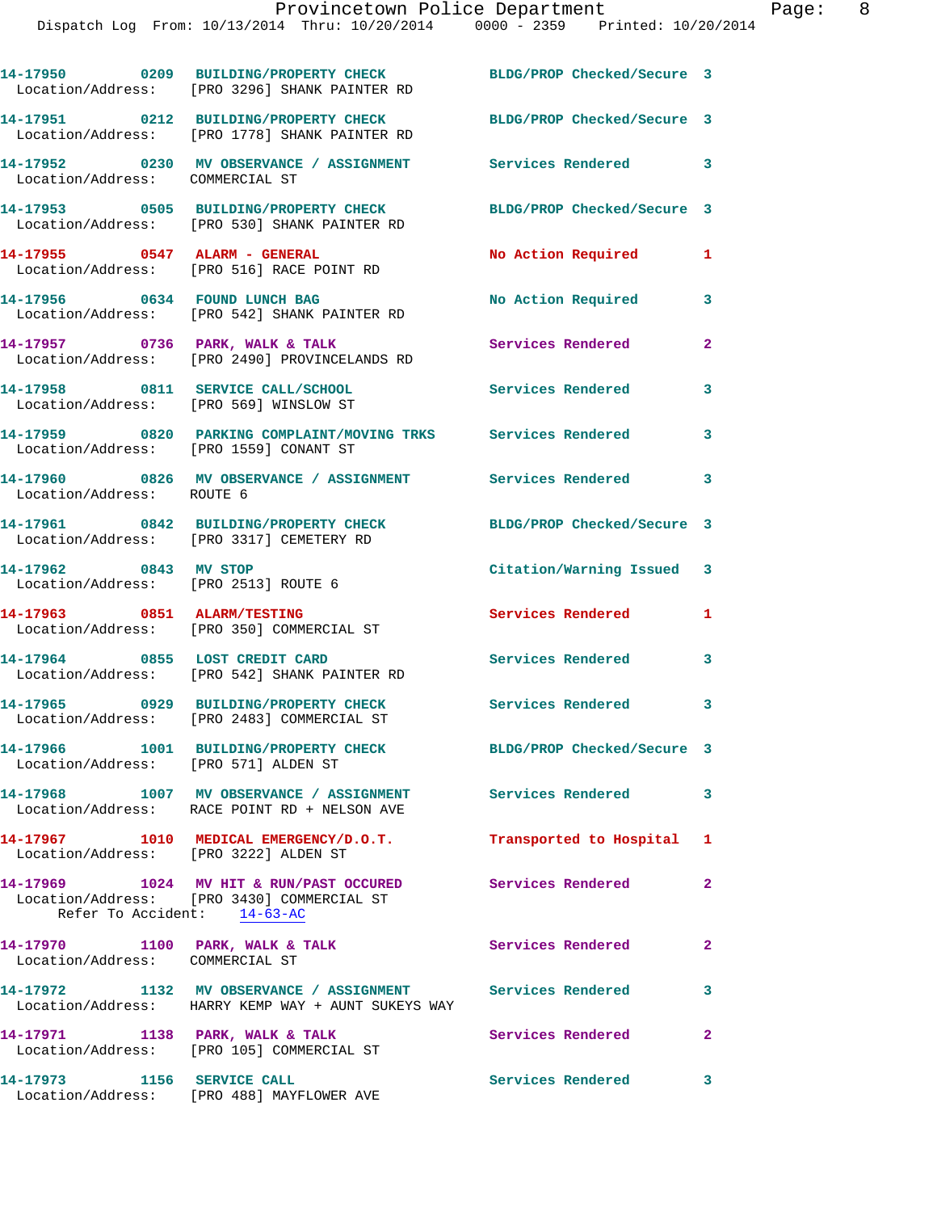14-17950 0209 BUILDING/PROPERTY CHECK BLDG/PROP Checked/Secure 3
Location/Address: [PRO 3296] SHANK PAINTER RD

14-17951 0212 BUILDING/PROPERTY CHECK BLDG/PROP Checked/Secure 3
Location/Address: [PRO 1778] SHANK PAINTER RD

14-17952 0230 MV OBSERVANCE / ASSIGNMENT Services Rendered 3
Location/Address: COMMERCIAL ST

14-17953 0505 BUILDING/PROPERTY CHECK BLDG/PROP Checked/Secure 3
Location/Address: [PRO 530] SHANK PAINTER RD

14-17955 0547 ALARM - GENERAL No Action Required 1
Location/Address: [PRO 516] RACE POINT RD

14-17956 0634 FOUND LUNCH BAG No Action Required 3
Location/Address: [PRO 542] SHANK PAINTER RD

14-17957 0736 PARK, WALK & TALK Services Rendered 2
Location/Address: [PRO 2490] PROVINCELANDS RD

14-17958 0811 SERVICE CALL/SCHOOL Services Rendered 3
Location/Address: [PRO 569] WINSLOW ST

14-17959 0820 PARKING COMPLAINT/MOVING TRKS Services Rendered 3
Location/Address: [PRO 1559] CONANT ST

14-17960 0826 MV OBSERVANCE / ASSIGNMENT Services Rendered 3
Location/Address: ROUTE 6

14-17961 0842 BUILDING/PROPERTY CHECK BLDG/PROP Checked/Secure 3
Location/Address: [PRO 3317] CEMETERY RD

14-17962 0843 MV STOP Citation/Warning Issued 3
Location/Address: [PRO 2513] ROUTE 6

14-17963 0851 ALARM/TESTING Services Rendered 1
Location/Address: [PRO 350] COMMERCIAL ST

14-17964 0855 LOST CREDIT CARD Services Rendered 3
Location/Address: [PRO 542] SHANK PAINTER RD

14-17965 0929 BUILDING/PROPERTY CHECK Services Rendered 3
Location/Address: [PRO 2483] COMMERCIAL ST

14-17966 1001 BUILDING/PROPERTY CHECK BLDG/PROP Checked/Secure 3
Location/Address: [PRO 571] ALDEN ST

14-17968 1007 MV OBSERVANCE / ASSIGNMENT Services Rendered 3
Location/Address: RACE POINT RD + NELSON AVE

14-17967 1010 MEDICAL EMERGENCY/D.O.T. Transported to Hospital 1
Location/Address: [PRO 3222] ALDEN ST

14-17969 1024 MV HIT & RUN/PAST OCCURED Services Rendered 2
Location/Address: [PRO 3430] COMMERCIAL ST
Refer To Accident: 14-63-AC

14-17970 1100 PARK, WALK & TALK Services Rendered 2
Location/Address: COMMERCIAL ST

14-17972 1132 MV OBSERVANCE / ASSIGNMENT Services Rendered 3
Location/Address: HARRY KEMP WAY + AUNT SUKEYS WAY

14-17971 1138 PARK, WALK & TALK Services Rendered 2
Location/Address: [PRO 105] COMMERCIAL ST

14-17973 1156 SERVICE CALL Services Rendered 3
Location/Address: [PRO 488] MAYFLOWER AVE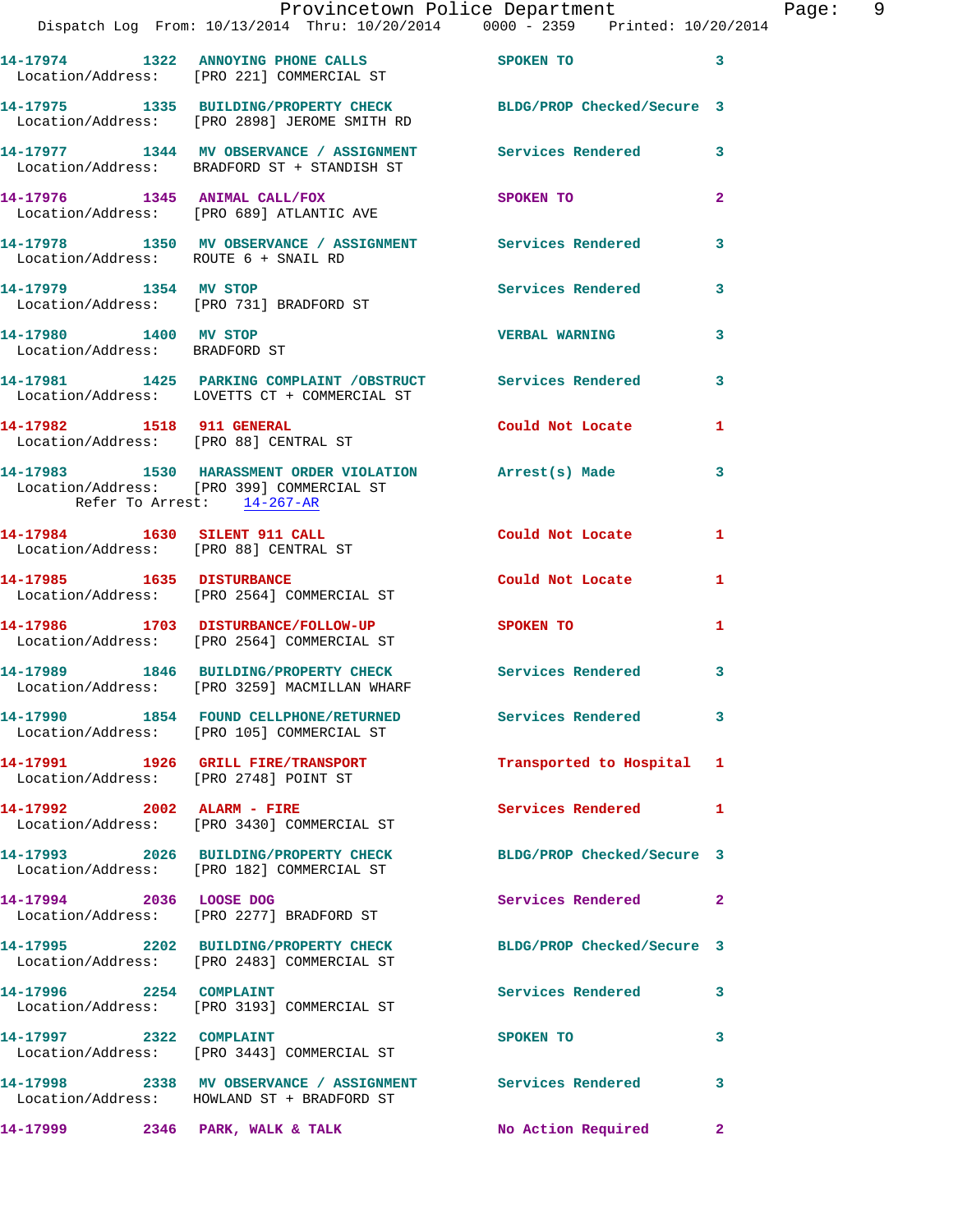14-17974 1322 ANNOYING PHONE CALLS SPOKEN TO 3
Location/Address: [PRO 221] COMMERCIAL ST

14-17975 1335 BUILDING/PROPERTY CHECK BLDG/PROP Checked/Secure 3
Location/Address: [PRO 2898] JEROME SMITH RD

14-17977 1344 MV OBSERVANCE / ASSIGNMENT Services Rendered 3
Location/Address: BRADFORD ST + STANDISH ST

14-17976 1345 ANIMAL CALL/FOX SPOKEN TO 2
Location/Address: [PRO 689] ATLANTIC AVE

14-17978 1350 MV OBSERVANCE / ASSIGNMENT Services Rendered 3
Location/Address: ROUTE 6 + SNAIL RD

14-17979 1354 MV STOP Services Rendered 3
Location/Address: [PRO 731] BRADFORD ST

14-17980 1400 MV STOP VERBAL WARNING 3
Location/Address: BRADFORD ST

14-17981 1425 PARKING COMPLAINT /OBSTRUCT Services Rendered 3
Location/Address: LOVETTS CT + COMMERCIAL ST

14-17982 1518 911 GENERAL Could Not Locate 1
Location/Address: [PRO 88] CENTRAL ST

14-17983 1530 HARASSMENT ORDER VIOLATION Arrest(s) Made 3
Location/Address: [PRO 399] COMMERCIAL ST
Refer To Arrest: 14-267-AR

14-17984 1630 SILENT 911 CALL Could Not Locate 1
Location/Address: [PRO 88] CENTRAL ST

14-17985 1635 DISTURBANCE Could Not Locate 1
Location/Address: [PRO 2564] COMMERCIAL ST

14-17986 1703 DISTURBANCE/FOLLOW-UP SPOKEN TO 1
Location/Address: [PRO 2564] COMMERCIAL ST

14-17989 1846 BUILDING/PROPERTY CHECK Services Rendered 3
Location/Address: [PRO 3259] MACMILLAN WHARF

14-17990 1854 FOUND CELLPHONE/RETURNED Services Rendered 3
Location/Address: [PRO 105] COMMERCIAL ST

14-17991 1926 GRILL FIRE/TRANSPORT Transported to Hospital 1
Location/Address: [PRO 2748] POINT ST

14-17992 2002 ALARM - FIRE Services Rendered 1
Location/Address: [PRO 3430] COMMERCIAL ST

14-17993 2026 BUILDING/PROPERTY CHECK BLDG/PROP Checked/Secure 3
Location/Address: [PRO 182] COMMERCIAL ST

14-17994 2036 LOOSE DOG Services Rendered 2
Location/Address: [PRO 2277] BRADFORD ST

14-17995 2202 BUILDING/PROPERTY CHECK BLDG/PROP Checked/Secure 3
Location/Address: [PRO 2483] COMMERCIAL ST

14-17996 2254 COMPLAINT Services Rendered 3
Location/Address: [PRO 3193] COMMERCIAL ST

14-17997 2322 COMPLAINT SPOKEN TO 3
Location/Address: [PRO 3443] COMMERCIAL ST

14-17998 2338 MV OBSERVANCE / ASSIGNMENT Services Rendered 3
Location/Address: HOWLAND ST + BRADFORD ST

14-17999 2346 PARK, WALK & TALK No Action Required 2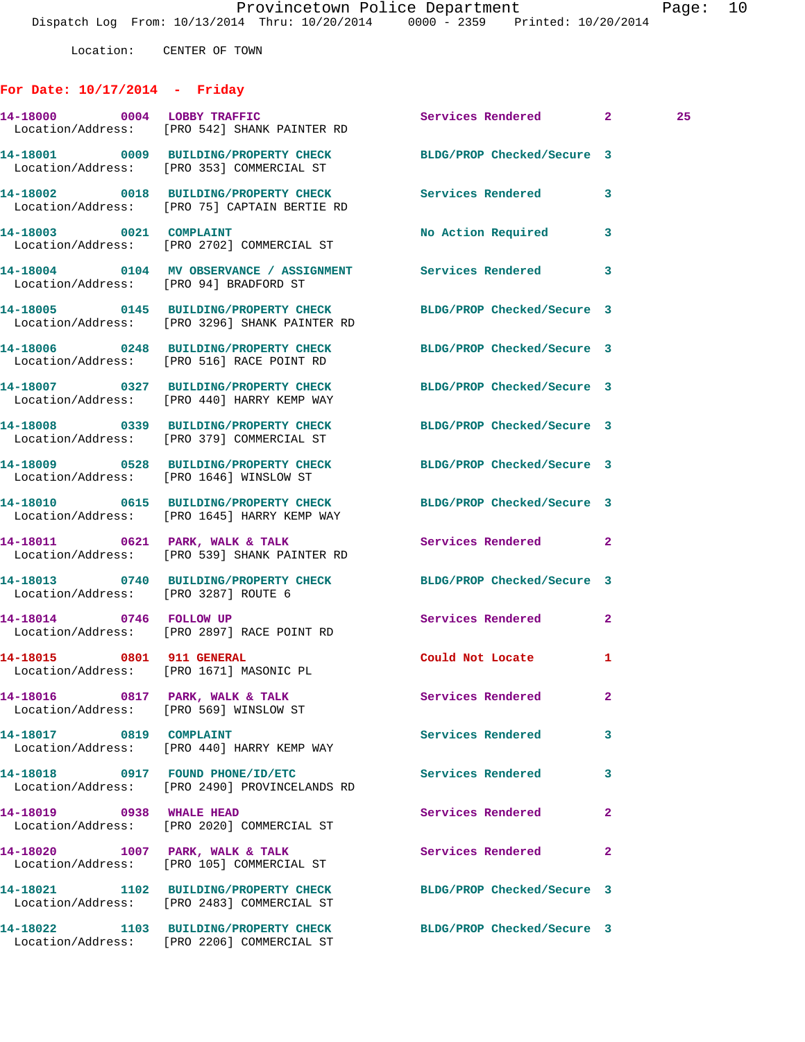Location: CENTER OF TOWN

## For Date: 10/17/2014 - Friday

| Call # | Time | Call Type | Disposition | Priority | |
|---|---|---|---|---|---|
| 14-18000 | 0004 | LOBBY TRAFFIC | Services Rendered | 2 | 25 |
| Location/Address: | | [PRO 542] SHANK PAINTER RD | | | |
| 14-18001 | 0009 | BUILDING/PROPERTY CHECK | BLDG/PROP Checked/Secure | 3 | |
| Location/Address: | | [PRO 353] COMMERCIAL ST | | | |
| 14-18002 | 0018 | BUILDING/PROPERTY CHECK | Services Rendered | 3 | |
| Location/Address: | | [PRO 75] CAPTAIN BERTIE RD | | | |
| 14-18003 | 0021 | COMPLAINT | No Action Required | 3 | |
| Location/Address: | | [PRO 2702] COMMERCIAL ST | | | |
| 14-18004 | 0104 | MV OBSERVANCE / ASSIGNMENT | Services Rendered | 3 | |
| Location/Address: | | [PRO 94] BRADFORD ST | | | |
| 14-18005 | 0145 | BUILDING/PROPERTY CHECK | BLDG/PROP Checked/Secure | 3 | |
| Location/Address: | | [PRO 3296] SHANK PAINTER RD | | | |
| 14-18006 | 0248 | BUILDING/PROPERTY CHECK | BLDG/PROP Checked/Secure | 3 | |
| Location/Address: | | [PRO 516] RACE POINT RD | | | |
| 14-18007 | 0327 | BUILDING/PROPERTY CHECK | BLDG/PROP Checked/Secure | 3 | |
| Location/Address: | | [PRO 440] HARRY KEMP WAY | | | |
| 14-18008 | 0339 | BUILDING/PROPERTY CHECK | BLDG/PROP Checked/Secure | 3 | |
| Location/Address: | | [PRO 379] COMMERCIAL ST | | | |
| 14-18009 | 0528 | BUILDING/PROPERTY CHECK | BLDG/PROP Checked/Secure | 3 | |
| Location/Address: | | [PRO 1646] WINSLOW ST | | | |
| 14-18010 | 0615 | BUILDING/PROPERTY CHECK | BLDG/PROP Checked/Secure | 3 | |
| Location/Address: | | [PRO 1645] HARRY KEMP WAY | | | |
| 14-18011 | 0621 | PARK, WALK & TALK | Services Rendered | 2 | |
| Location/Address: | | [PRO 539] SHANK PAINTER RD | | | |
| 14-18013 | 0740 | BUILDING/PROPERTY CHECK | BLDG/PROP Checked/Secure | 3 | |
| Location/Address: | | [PRO 3287] ROUTE 6 | | | |
| 14-18014 | 0746 | FOLLOW UP | Services Rendered | 2 | |
| Location/Address: | | [PRO 2897] RACE POINT RD | | | |
| 14-18015 | 0801 | 911 GENERAL | Could Not Locate | 1 | |
| Location/Address: | | [PRO 1671] MASONIC PL | | | |
| 14-18016 | 0817 | PARK, WALK & TALK | Services Rendered | 2 | |
| Location/Address: | | [PRO 569] WINSLOW ST | | | |
| 14-18017 | 0819 | COMPLAINT | Services Rendered | 3 | |
| Location/Address: | | [PRO 440] HARRY KEMP WAY | | | |
| 14-18018 | 0917 | FOUND PHONE/ID/ETC | Services Rendered | 3 | |
| Location/Address: | | [PRO 2490] PROVINCELANDS RD | | | |
| 14-18019 | 0938 | WHALE HEAD | Services Rendered | 2 | |
| Location/Address: | | [PRO 2020] COMMERCIAL ST | | | |
| 14-18020 | 1007 | PARK, WALK & TALK | Services Rendered | 2 | |
| Location/Address: | | [PRO 105] COMMERCIAL ST | | | |
| 14-18021 | 1102 | BUILDING/PROPERTY CHECK | BLDG/PROP Checked/Secure | 3 | |
| Location/Address: | | [PRO 2483] COMMERCIAL ST | | | |
| 14-18022 | 1103 | BUILDING/PROPERTY CHECK | BLDG/PROP Checked/Secure | 3 | |
| Location/Address: | | [PRO 2206] COMMERCIAL ST | | | |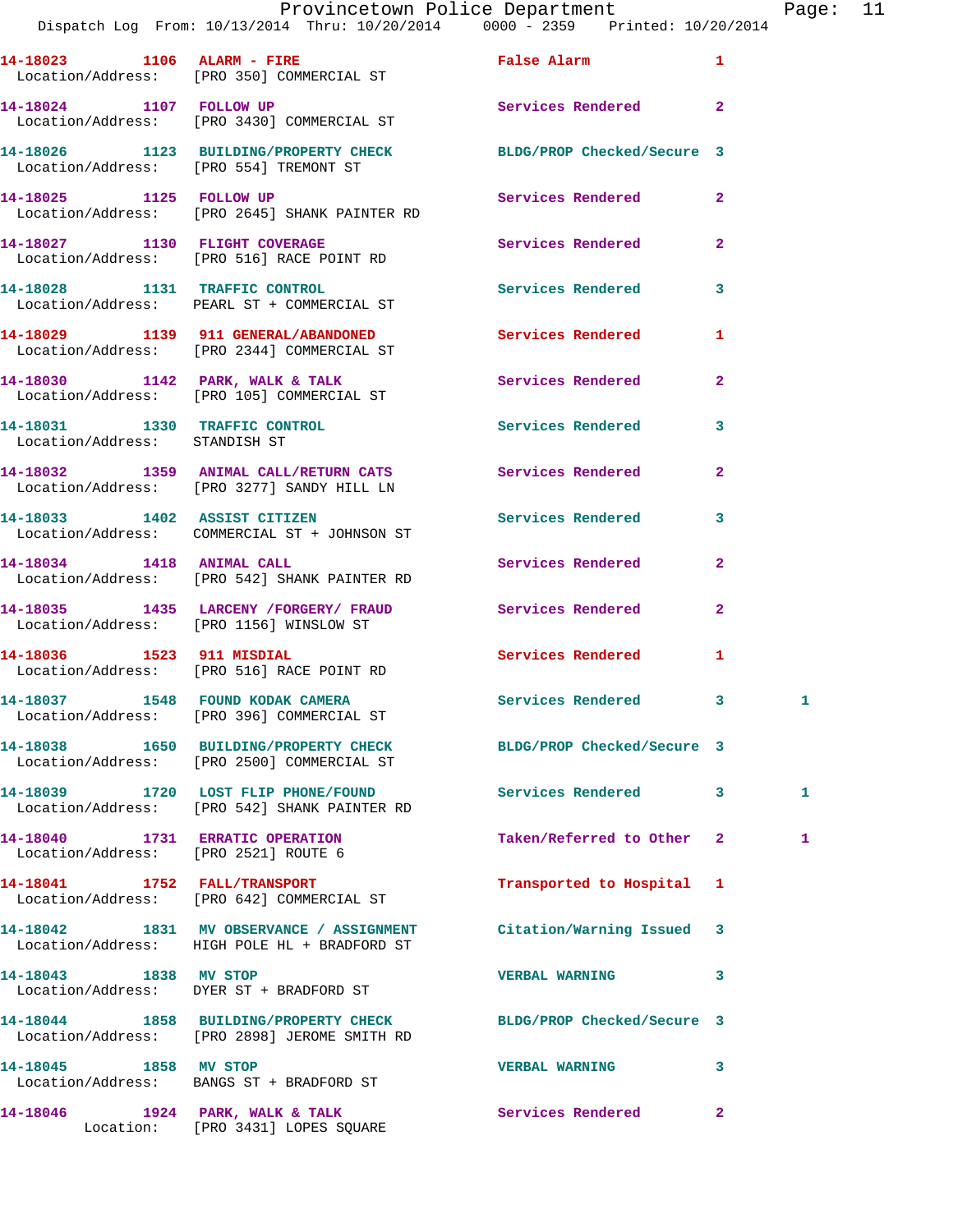14-18023 1106 ALARM - FIRE False Alarm 1
Location/Address: [PRO 350] COMMERCIAL ST

14-18024 1107 FOLLOW UP Services Rendered 2
Location/Address: [PRO 3430] COMMERCIAL ST

14-18026 1123 BUILDING/PROPERTY CHECK BLDG/PROP Checked/Secure 3
Location/Address: [PRO 554] TREMONT ST

14-18025 1125 FOLLOW UP Services Rendered 2
Location/Address: [PRO 2645] SHANK PAINTER RD

14-18027 1130 FLIGHT COVERAGE Services Rendered 2
Location/Address: [PRO 516] RACE POINT RD

14-18028 1131 TRAFFIC CONTROL Services Rendered 3
Location/Address: PEARL ST + COMMERCIAL ST

14-18029 1139 911 GENERAL/ABANDONED Services Rendered 1
Location/Address: [PRO 2344] COMMERCIAL ST

14-18030 1142 PARK, WALK & TALK Services Rendered 2
Location/Address: [PRO 105] COMMERCIAL ST

14-18031 1330 TRAFFIC CONTROL Services Rendered 3
Location/Address: STANDISH ST

14-18032 1359 ANIMAL CALL/RETURN CATS Services Rendered 2
Location/Address: [PRO 3277] SANDY HILL LN

14-18033 1402 ASSIST CITIZEN Services Rendered 3
Location/Address: COMMERCIAL ST + JOHNSON ST

14-18034 1418 ANIMAL CALL Services Rendered 2
Location/Address: [PRO 542] SHANK PAINTER RD

14-18035 1435 LARCENY /FORGERY/ FRAUD Services Rendered 2
Location/Address: [PRO 1156] WINSLOW ST

14-18036 1523 911 MISDIAL Services Rendered 1
Location/Address: [PRO 516] RACE POINT RD

14-18037 1548 FOUND KODAK CAMERA Services Rendered 3 1
Location/Address: [PRO 396] COMMERCIAL ST

14-18038 1650 BUILDING/PROPERTY CHECK BLDG/PROP Checked/Secure 3
Location/Address: [PRO 2500] COMMERCIAL ST

14-18039 1720 LOST FLIP PHONE/FOUND Services Rendered 3 1
Location/Address: [PRO 542] SHANK PAINTER RD

14-18040 1731 ERRATIC OPERATION Taken/Referred to Other 2 1
Location/Address: [PRO 2521] ROUTE 6

14-18041 1752 FALL/TRANSPORT Transported to Hospital 1
Location/Address: [PRO 642] COMMERCIAL ST

14-18042 1831 MV OBSERVANCE / ASSIGNMENT Citation/Warning Issued 3
Location/Address: HIGH POLE HL + BRADFORD ST

14-18043 1838 MV STOP VERBAL WARNING 3
Location/Address: DYER ST + BRADFORD ST

14-18044 1858 BUILDING/PROPERTY CHECK BLDG/PROP Checked/Secure 3
Location/Address: [PRO 2898] JEROME SMITH RD

14-18045 1858 MV STOP VERBAL WARNING 3
Location/Address: BANGS ST + BRADFORD ST

14-18046 1924 PARK, WALK & TALK Services Rendered 2
Location: [PRO 3431] LOPES SQUARE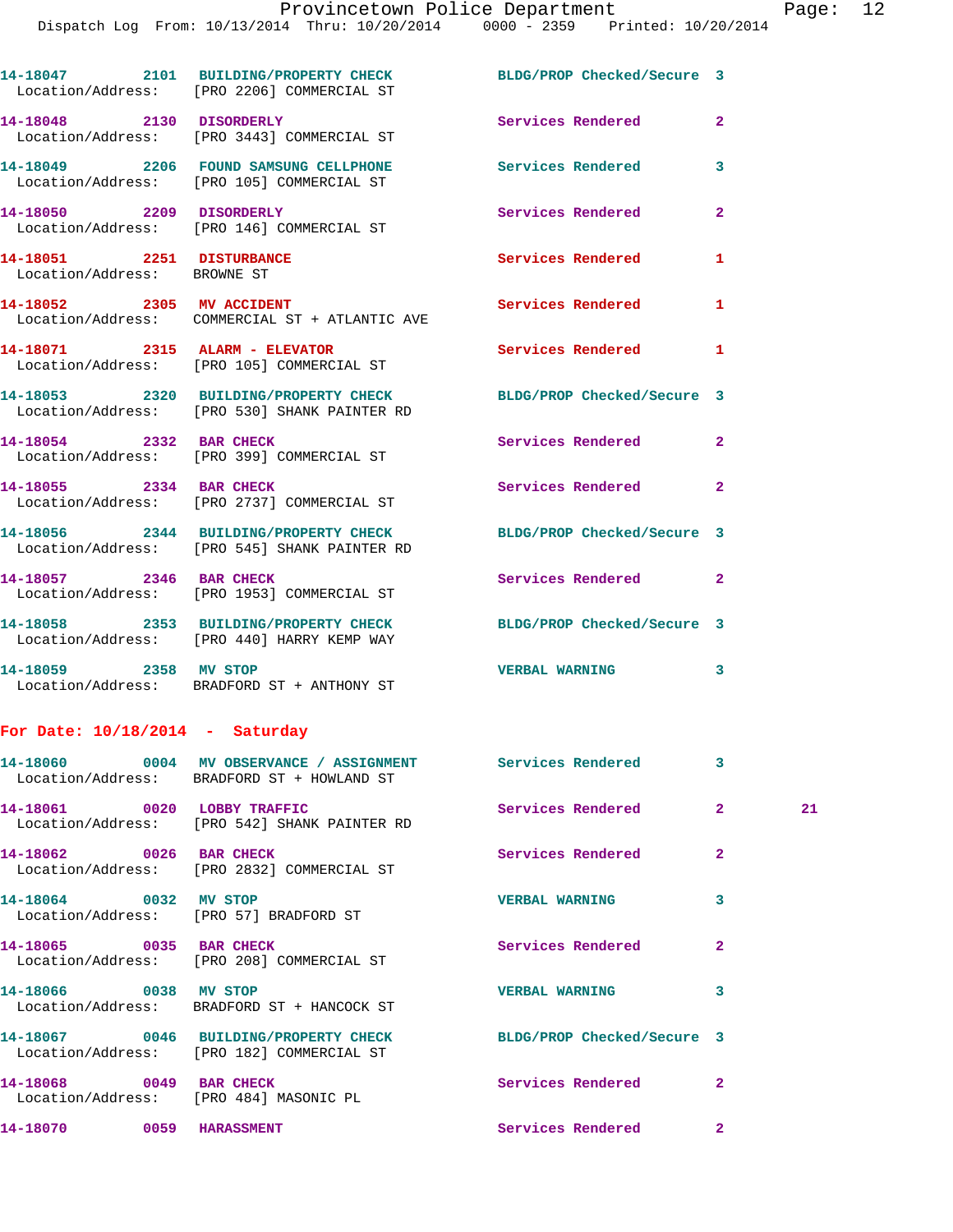14-18047 2101 BUILDING/PROPERTY CHECK BLDG/PROP Checked/Secure 3
Location/Address: [PRO 2206] COMMERCIAL ST

14-18048 2130 DISORDERLY Services Rendered 2
Location/Address: [PRO 3443] COMMERCIAL ST

14-18049 2206 FOUND SAMSUNG CELLPHONE Services Rendered 3
Location/Address: [PRO 105] COMMERCIAL ST

14-18050 2209 DISORDERLY Services Rendered 2
Location/Address: [PRO 146] COMMERCIAL ST

14-18051 2251 DISTURBANCE Services Rendered 1
Location/Address: BROWNE ST

14-18052 2305 MV ACCIDENT Services Rendered 1
Location/Address: COMMERCIAL ST + ATLANTIC AVE

14-18071 2315 ALARM - ELEVATOR Services Rendered 1
Location/Address: [PRO 105] COMMERCIAL ST

14-18053 2320 BUILDING/PROPERTY CHECK BLDG/PROP Checked/Secure 3
Location/Address: [PRO 530] SHANK PAINTER RD

14-18054 2332 BAR CHECK Services Rendered 2
Location/Address: [PRO 399] COMMERCIAL ST

14-18055 2334 BAR CHECK Services Rendered 2
Location/Address: [PRO 2737] COMMERCIAL ST

14-18056 2344 BUILDING/PROPERTY CHECK BLDG/PROP Checked/Secure 3
Location/Address: [PRO 545] SHANK PAINTER RD

14-18057 2346 BAR CHECK Services Rendered 2
Location/Address: [PRO 1953] COMMERCIAL ST

14-18058 2353 BUILDING/PROPERTY CHECK BLDG/PROP Checked/Secure 3
Location/Address: [PRO 440] HARRY KEMP WAY

14-18059 2358 MV STOP VERBAL WARNING 3
Location/Address: BRADFORD ST + ANTHONY ST

**For Date: 10/18/2014 - Saturday**

14-18060 0004 MV OBSERVANCE / ASSIGNMENT Services Rendered 3
Location/Address: BRADFORD ST + HOWLAND ST

14-18061 0020 LOBBY TRAFFIC Services Rendered 2 21
Location/Address: [PRO 542] SHANK PAINTER RD

14-18062 0026 BAR CHECK Services Rendered 2
Location/Address: [PRO 2832] COMMERCIAL ST

14-18064 0032 MV STOP VERBAL WARNING 3
Location/Address: [PRO 57] BRADFORD ST

14-18065 0035 BAR CHECK Services Rendered 2
Location/Address: [PRO 208] COMMERCIAL ST

14-18066 0038 MV STOP VERBAL WARNING 3
Location/Address: BRADFORD ST + HANCOCK ST

14-18067 0046 BUILDING/PROPERTY CHECK BLDG/PROP Checked/Secure 3
Location/Address: [PRO 182] COMMERCIAL ST

14-18068 0049 BAR CHECK Services Rendered 2
Location/Address: [PRO 484] MASONIC PL

14-18070 0059 HARASSMENT Services Rendered 2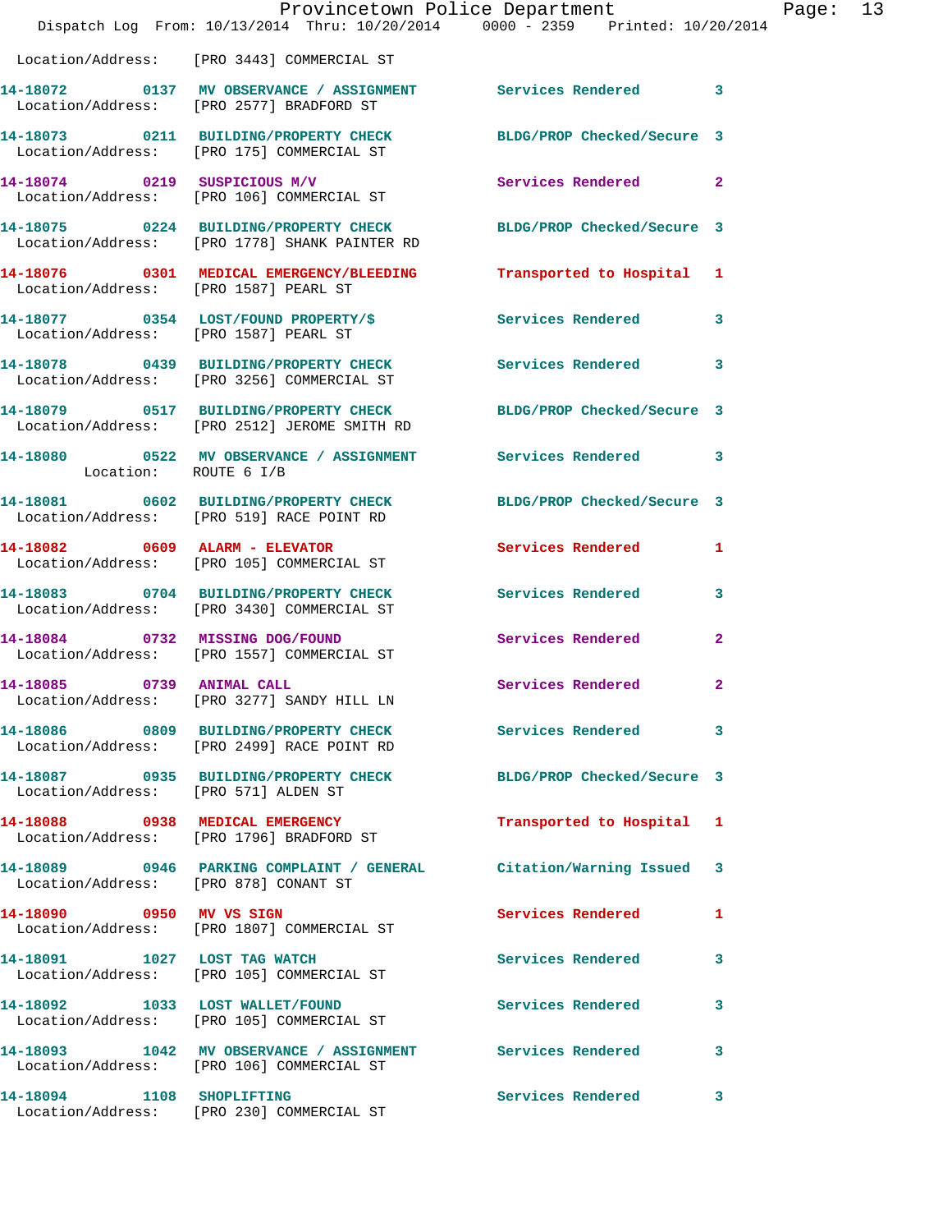Location/Address: [PRO 3443] COMMERCIAL ST

| Call # | Time | Call Reason | Action | Priority |
|---|---|---|---|---|
| 14-18072 | 0137 | MV OBSERVANCE / ASSIGNMENT | Services Rendered | 3 |
| | | Location/Address: [PRO 2577] BRADFORD ST | | |
| 14-18073 | 0211 | BUILDING/PROPERTY CHECK | BLDG/PROP Checked/Secure | 3 |
| | | Location/Address: [PRO 175] COMMERCIAL ST | | |
| 14-18074 | 0219 | SUSPICIOUS M/V | Services Rendered | 2 |
| | | Location/Address: [PRO 106] COMMERCIAL ST | | |
| 14-18075 | 0224 | BUILDING/PROPERTY CHECK | BLDG/PROP Checked/Secure | 3 |
| | | Location/Address: [PRO 1778] SHANK PAINTER RD | | |
| 14-18076 | 0301 | MEDICAL EMERGENCY/BLEEDING | Transported to Hospital | 1 |
| | | Location/Address: [PRO 1587] PEARL ST | | |
| 14-18077 | 0354 | LOST/FOUND PROPERTY/$ | Services Rendered | 3 |
| | | Location/Address: [PRO 1587] PEARL ST | | |
| 14-18078 | 0439 | BUILDING/PROPERTY CHECK | Services Rendered | 3 |
| | | Location/Address: [PRO 3256] COMMERCIAL ST | | |
| 14-18079 | 0517 | BUILDING/PROPERTY CHECK | BLDG/PROP Checked/Secure | 3 |
| | | Location/Address: [PRO 2512] JEROME SMITH RD | | |
| 14-18080 | 0522 | MV OBSERVANCE / ASSIGNMENT | Services Rendered | 3 |
| | | Location: ROUTE 6 I/B | | |
| 14-18081 | 0602 | BUILDING/PROPERTY CHECK | BLDG/PROP Checked/Secure | 3 |
| | | Location/Address: [PRO 519] RACE POINT RD | | |
| 14-18082 | 0609 | ALARM - ELEVATOR | Services Rendered | 1 |
| | | Location/Address: [PRO 105] COMMERCIAL ST | | |
| 14-18083 | 0704 | BUILDING/PROPERTY CHECK | Services Rendered | 3 |
| | | Location/Address: [PRO 3430] COMMERCIAL ST | | |
| 14-18084 | 0732 | MISSING DOG/FOUND | Services Rendered | 2 |
| | | Location/Address: [PRO 1557] COMMERCIAL ST | | |
| 14-18085 | 0739 | ANIMAL CALL | Services Rendered | 2 |
| | | Location/Address: [PRO 3277] SANDY HILL LN | | |
| 14-18086 | 0809 | BUILDING/PROPERTY CHECK | Services Rendered | 3 |
| | | Location/Address: [PRO 2499] RACE POINT RD | | |
| 14-18087 | 0935 | BUILDING/PROPERTY CHECK | BLDG/PROP Checked/Secure | 3 |
| | | Location/Address: [PRO 571] ALDEN ST | | |
| 14-18088 | 0938 | MEDICAL EMERGENCY | Transported to Hospital | 1 |
| | | Location/Address: [PRO 1796] BRADFORD ST | | |
| 14-18089 | 0946 | PARKING COMPLAINT / GENERAL | Citation/Warning Issued | 3 |
| | | Location/Address: [PRO 878] CONANT ST | | |
| 14-18090 | 0950 | MV VS SIGN | Services Rendered | 1 |
| | | Location/Address: [PRO 1807] COMMERCIAL ST | | |
| 14-18091 | 1027 | LOST TAG WATCH | Services Rendered | 3 |
| | | Location/Address: [PRO 105] COMMERCIAL ST | | |
| 14-18092 | 1033 | LOST WALLET/FOUND | Services Rendered | 3 |
| | | Location/Address: [PRO 105] COMMERCIAL ST | | |
| 14-18093 | 1042 | MV OBSERVANCE / ASSIGNMENT | Services Rendered | 3 |
| | | Location/Address: [PRO 106] COMMERCIAL ST | | |
| 14-18094 | 1108 | SHOPLIFTING | Services Rendered | 3 |
| | | Location/Address: [PRO 230] COMMERCIAL ST | | |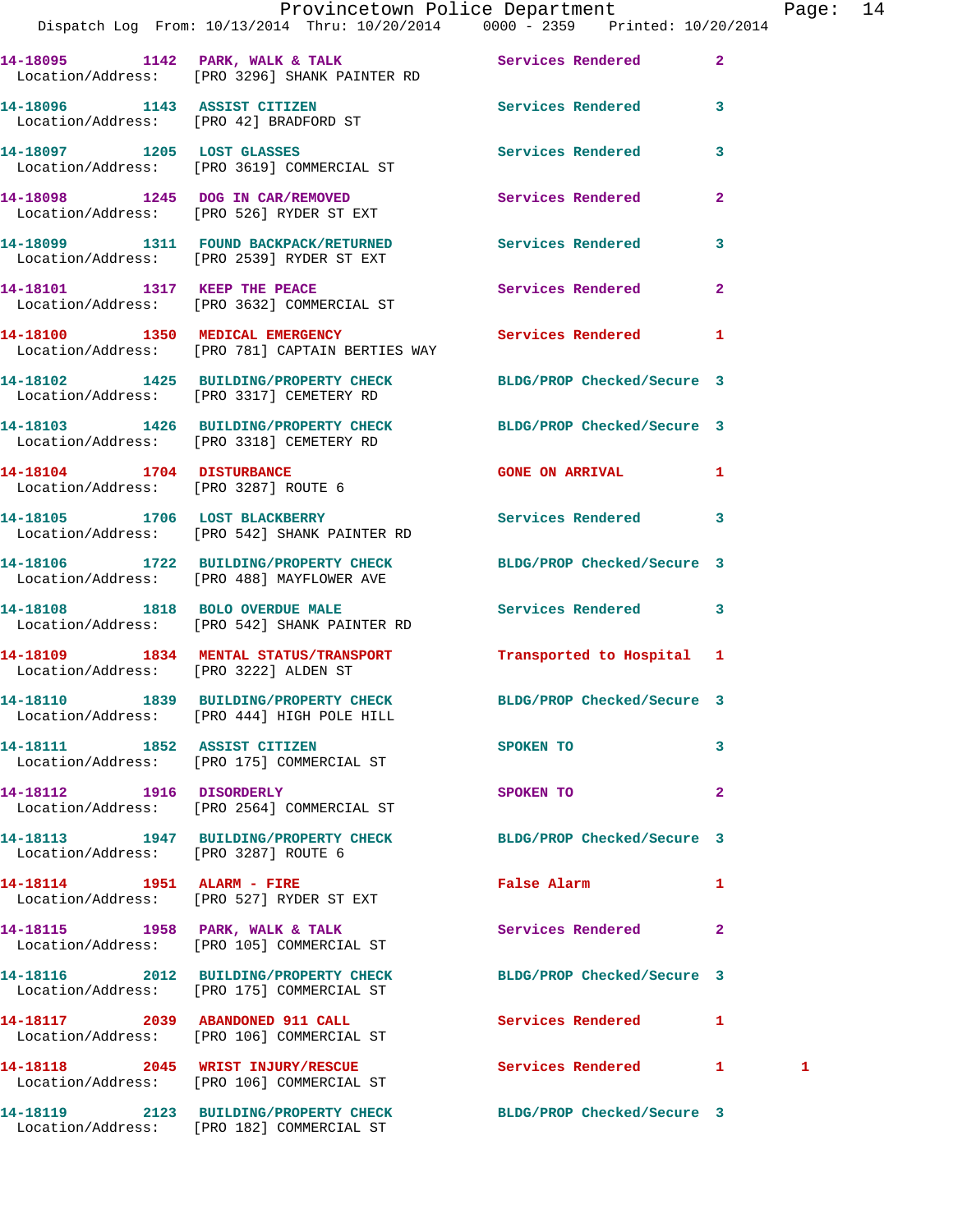14-18095 1142 PARK, WALK & TALK Services Rendered 2
Location/Address: [PRO 3296] SHANK PAINTER RD

14-18096 1143 ASSIST CITIZEN Services Rendered 3
Location/Address: [PRO 42] BRADFORD ST

14-18097 1205 LOST GLASSES Services Rendered 3
Location/Address: [PRO 3619] COMMERCIAL ST

14-18098 1245 DOG IN CAR/REMOVED Services Rendered 2
Location/Address: [PRO 526] RYDER ST EXT

14-18099 1311 FOUND BACKPACK/RETURNED Services Rendered 3
Location/Address: [PRO 2539] RYDER ST EXT

14-18101 1317 KEEP THE PEACE Services Rendered 2
Location/Address: [PRO 3632] COMMERCIAL ST

14-18100 1350 MEDICAL EMERGENCY Services Rendered 1
Location/Address: [PRO 781] CAPTAIN BERTIES WAY

14-18102 1425 BUILDING/PROPERTY CHECK BLDG/PROP Checked/Secure 3
Location/Address: [PRO 3317] CEMETERY RD

14-18103 1426 BUILDING/PROPERTY CHECK BLDG/PROP Checked/Secure 3
Location/Address: [PRO 3318] CEMETERY RD

14-18104 1704 DISTURBANCE GONE ON ARRIVAL 1
Location/Address: [PRO 3287] ROUTE 6

14-18105 1706 LOST BLACKBERRY Services Rendered 3
Location/Address: [PRO 542] SHANK PAINTER RD

14-18106 1722 BUILDING/PROPERTY CHECK BLDG/PROP Checked/Secure 3
Location/Address: [PRO 488] MAYFLOWER AVE

14-18108 1818 BOLO OVERDUE MALE Services Rendered 3
Location/Address: [PRO 542] SHANK PAINTER RD

14-18109 1834 MENTAL STATUS/TRANSPORT Transported to Hospital 1
Location/Address: [PRO 3222] ALDEN ST

14-18110 1839 BUILDING/PROPERTY CHECK BLDG/PROP Checked/Secure 3
Location/Address: [PRO 444] HIGH POLE HILL

14-18111 1852 ASSIST CITIZEN SPOKEN TO 3
Location/Address: [PRO 175] COMMERCIAL ST

14-18112 1916 DISORDERLY SPOKEN TO 2
Location/Address: [PRO 2564] COMMERCIAL ST

14-18113 1947 BUILDING/PROPERTY CHECK BLDG/PROP Checked/Secure 3
Location/Address: [PRO 3287] ROUTE 6

14-18114 1951 ALARM - FIRE False Alarm 1
Location/Address: [PRO 527] RYDER ST EXT

14-18115 1958 PARK, WALK & TALK Services Rendered 2
Location/Address: [PRO 105] COMMERCIAL ST

14-18116 2012 BUILDING/PROPERTY CHECK BLDG/PROP Checked/Secure 3
Location/Address: [PRO 175] COMMERCIAL ST

14-18117 2039 ABANDONED 911 CALL Services Rendered 1
Location/Address: [PRO 106] COMMERCIAL ST

14-18118 2045 WRIST INJURY/RESCUE Services Rendered 1 1
Location/Address: [PRO 106] COMMERCIAL ST

14-18119 2123 BUILDING/PROPERTY CHECK BLDG/PROP Checked/Secure 3
Location/Address: [PRO 182] COMMERCIAL ST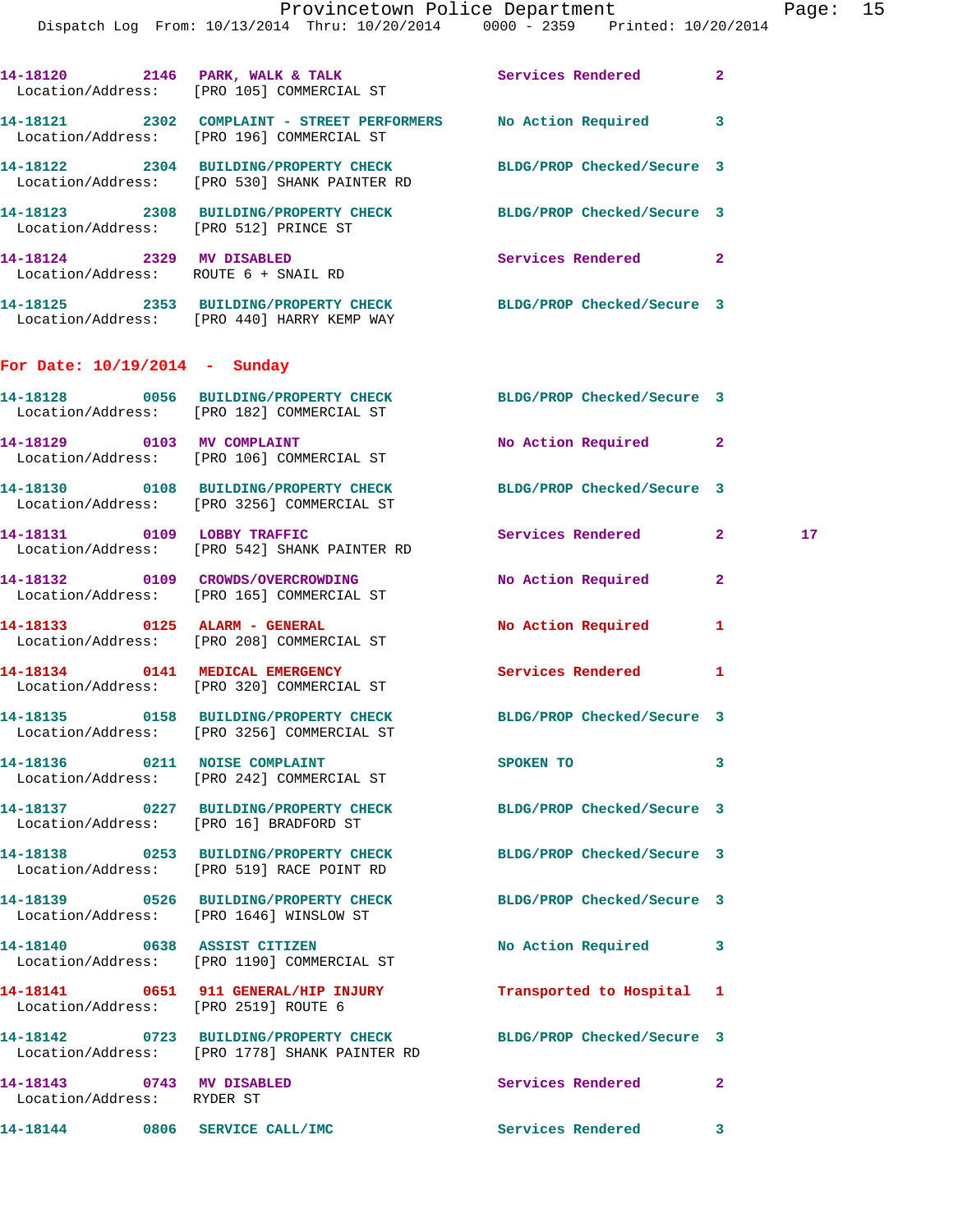14-18120 2146 PARK, WALK & TALK Services Rendered 2
Location/Address: [PRO 105] COMMERCIAL ST

14-18121 2302 COMPLAINT - STREET PERFORMERS No Action Required 3
Location/Address: [PRO 196] COMMERCIAL ST

14-18122 2304 BUILDING/PROPERTY CHECK BLDG/PROP Checked/Secure 3
Location/Address: [PRO 530] SHANK PAINTER RD

14-18123 2308 BUILDING/PROPERTY CHECK BLDG/PROP Checked/Secure 3
Location/Address: [PRO 512] PRINCE ST

14-18124 2329 MV DISABLED Services Rendered 2
Location/Address: ROUTE 6 + SNAIL RD

14-18125 2353 BUILDING/PROPERTY CHECK BLDG/PROP Checked/Secure 3
Location/Address: [PRO 440] HARRY KEMP WAY

**For Date: 10/19/2014 - Sunday**

14-18128 0056 BUILDING/PROPERTY CHECK BLDG/PROP Checked/Secure 3
Location/Address: [PRO 182] COMMERCIAL ST

14-18129 0103 MV COMPLAINT No Action Required 2
Location/Address: [PRO 106] COMMERCIAL ST

14-18130 0108 BUILDING/PROPERTY CHECK BLDG/PROP Checked/Secure 3
Location/Address: [PRO 3256] COMMERCIAL ST

14-18131 0109 LOBBY TRAFFIC Services Rendered 2 17
Location/Address: [PRO 542] SHANK PAINTER RD

14-18132 0109 CROWDS/OVERCROWDING No Action Required 2
Location/Address: [PRO 165] COMMERCIAL ST

14-18133 0125 ALARM - GENERAL No Action Required 1
Location/Address: [PRO 208] COMMERCIAL ST

14-18134 0141 MEDICAL EMERGENCY Services Rendered 1
Location/Address: [PRO 320] COMMERCIAL ST

14-18135 0158 BUILDING/PROPERTY CHECK BLDG/PROP Checked/Secure 3
Location/Address: [PRO 3256] COMMERCIAL ST

14-18136 0211 NOISE COMPLAINT SPOKEN TO 3
Location/Address: [PRO 242] COMMERCIAL ST

14-18137 0227 BUILDING/PROPERTY CHECK BLDG/PROP Checked/Secure 3
Location/Address: [PRO 16] BRADFORD ST

14-18138 0253 BUILDING/PROPERTY CHECK BLDG/PROP Checked/Secure 3
Location/Address: [PRO 519] RACE POINT RD

14-18139 0526 BUILDING/PROPERTY CHECK BLDG/PROP Checked/Secure 3
Location/Address: [PRO 1646] WINSLOW ST

14-18140 0638 ASSIST CITIZEN No Action Required 3
Location/Address: [PRO 1190] COMMERCIAL ST

14-18141 0651 911 GENERAL/HIP INJURY Transported to Hospital 1
Location/Address: [PRO 2519] ROUTE 6

14-18142 0723 BUILDING/PROPERTY CHECK BLDG/PROP Checked/Secure 3
Location/Address: [PRO 1778] SHANK PAINTER RD

14-18143 0743 MV DISABLED Services Rendered 2
Location/Address: RYDER ST

14-18144 0806 SERVICE CALL/IMC Services Rendered 3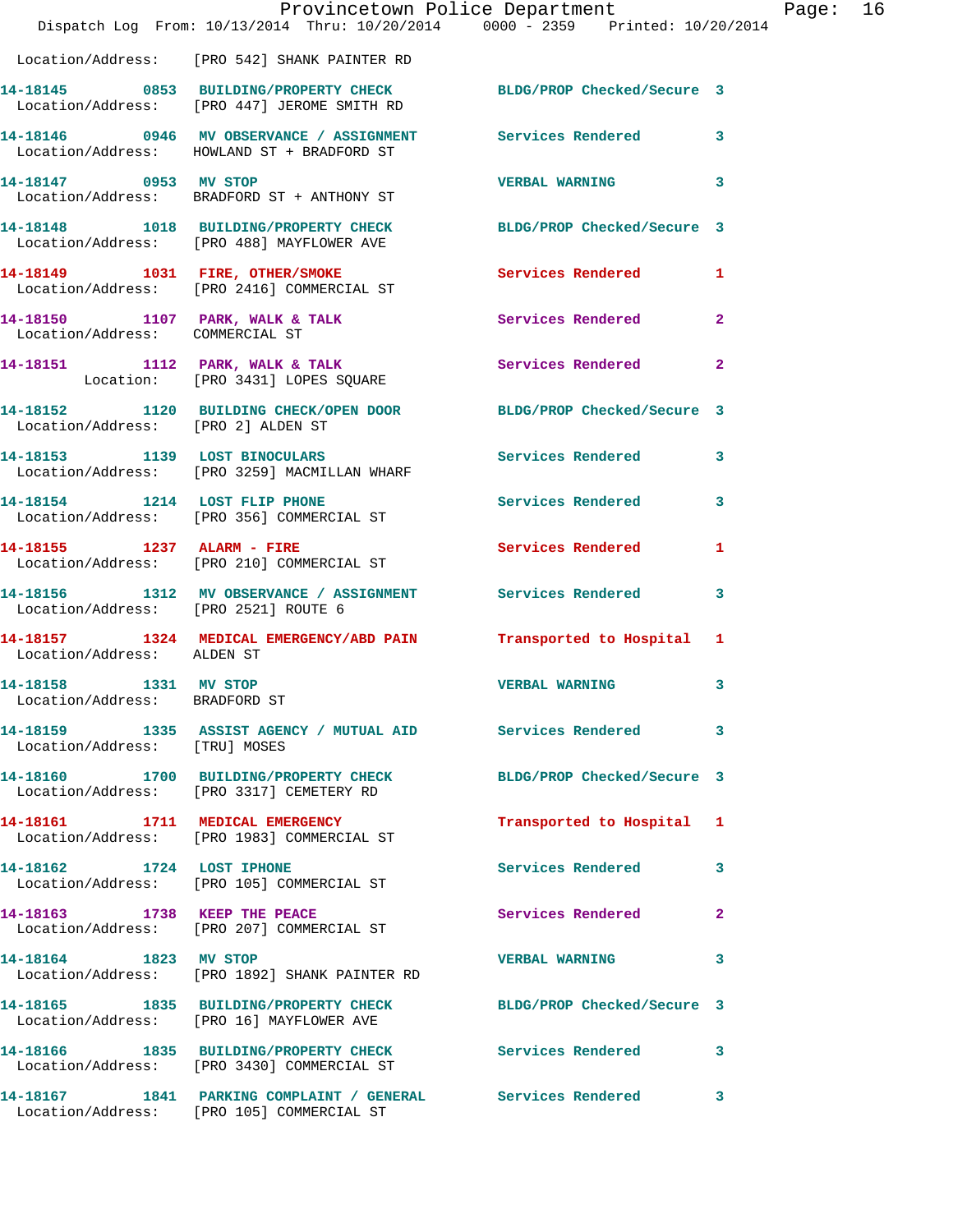Location/Address: [PRO 542] SHANK PAINTER RD

| Call # | Time | Call Reason | Action | Priority |
|---|---|---|---|---|
| 14-18145 | 0853 | BUILDING/PROPERTY CHECK | BLDG/PROP Checked/Secure | 3 |
| Location/Address: | [PRO 447] JEROME SMITH RD | | | |
| 14-18146 | 0946 | MV OBSERVANCE / ASSIGNMENT | Services Rendered | 3 |
| Location/Address: | HOWLAND ST + BRADFORD ST | | | |
| 14-18147 | 0953 | MV STOP | VERBAL WARNING | 3 |
| Location/Address: | BRADFORD ST + ANTHONY ST | | | |
| 14-18148 | 1018 | BUILDING/PROPERTY CHECK | BLDG/PROP Checked/Secure | 3 |
| Location/Address: | [PRO 488] MAYFLOWER AVE | | | |
| 14-18149 | 1031 | FIRE, OTHER/SMOKE | Services Rendered | 1 |
| Location/Address: | [PRO 2416] COMMERCIAL ST | | | |
| 14-18150 | 1107 | PARK, WALK & TALK | Services Rendered | 2 |
| Location/Address: | COMMERCIAL ST | | | |
| 14-18151 | 1112 | PARK, WALK & TALK | Services Rendered | 2 |
| Location: | [PRO 3431] LOPES SQUARE | | | |
| 14-18152 | 1120 | BUILDING CHECK/OPEN DOOR | BLDG/PROP Checked/Secure | 3 |
| Location/Address: | [PRO 2] ALDEN ST | | | |
| 14-18153 | 1139 | LOST BINOCULARS | Services Rendered | 3 |
| Location/Address: | [PRO 3259] MACMILLAN WHARF | | | |
| 14-18154 | 1214 | LOST FLIP PHONE | Services Rendered | 3 |
| Location/Address: | [PRO 356] COMMERCIAL ST | | | |
| 14-18155 | 1237 | ALARM - FIRE | Services Rendered | 1 |
| Location/Address: | [PRO 210] COMMERCIAL ST | | | |
| 14-18156 | 1312 | MV OBSERVANCE / ASSIGNMENT | Services Rendered | 3 |
| Location/Address: | [PRO 2521] ROUTE 6 | | | |
| 14-18157 | 1324 | MEDICAL EMERGENCY/ABD PAIN | Transported to Hospital | 1 |
| Location/Address: | ALDEN ST | | | |
| 14-18158 | 1331 | MV STOP | VERBAL WARNING | 3 |
| Location/Address: | BRADFORD ST | | | |
| 14-18159 | 1335 | ASSIST AGENCY / MUTUAL AID | Services Rendered | 3 |
| Location/Address: | [TRU] MOSES | | | |
| 14-18160 | 1700 | BUILDING/PROPERTY CHECK | BLDG/PROP Checked/Secure | 3 |
| Location/Address: | [PRO 3317] CEMETERY RD | | | |
| 14-18161 | 1711 | MEDICAL EMERGENCY | Transported to Hospital | 1 |
| Location/Address: | [PRO 1983] COMMERCIAL ST | | | |
| 14-18162 | 1724 | LOST IPHONE | Services Rendered | 3 |
| Location/Address: | [PRO 105] COMMERCIAL ST | | | |
| 14-18163 | 1738 | KEEP THE PEACE | Services Rendered | 2 |
| Location/Address: | [PRO 207] COMMERCIAL ST | | | |
| 14-18164 | 1823 | MV STOP | VERBAL WARNING | 3 |
| Location/Address: | [PRO 1892] SHANK PAINTER RD | | | |
| 14-18165 | 1835 | BUILDING/PROPERTY CHECK | BLDG/PROP Checked/Secure | 3 |
| Location/Address: | [PRO 16] MAYFLOWER AVE | | | |
| 14-18166 | 1835 | BUILDING/PROPERTY CHECK | Services Rendered | 3 |
| Location/Address: | [PRO 3430] COMMERCIAL ST | | | |
| 14-18167 | 1841 | PARKING COMPLAINT / GENERAL | Services Rendered | 3 |
| Location/Address: | [PRO 105] COMMERCIAL ST | | | |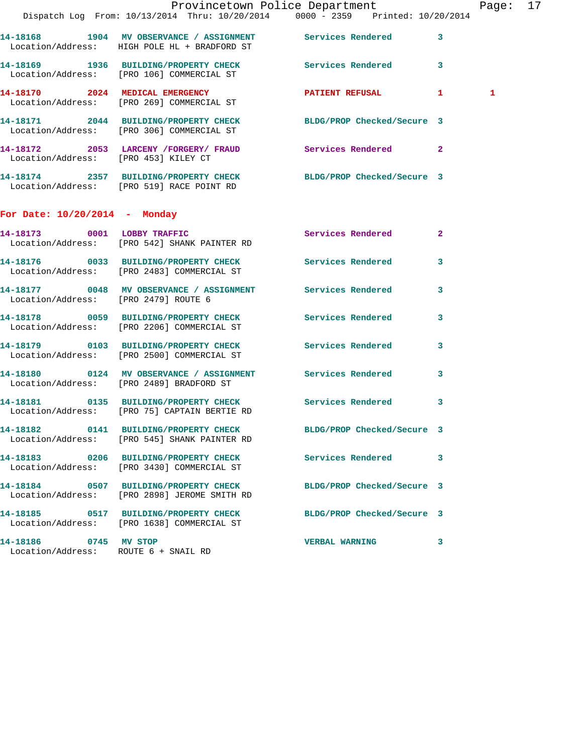14-18168 1904 MV OBSERVANCE / ASSIGNMENT Services Rendered 3
Location/Address: HIGH POLE HL + BRADFORD ST

14-18169 1936 BUILDING/PROPERTY CHECK Services Rendered 3
Location/Address: [PRO 106] COMMERCIAL ST

14-18170 2024 MEDICAL EMERGENCY PATIENT REFUSAL 1 1
Location/Address: [PRO 269] COMMERCIAL ST

14-18171 2044 BUILDING/PROPERTY CHECK BLDG/PROP Checked/Secure 3
Location/Address: [PRO 306] COMMERCIAL ST

14-18172 2053 LARCENY /FORGERY/ FRAUD Services Rendered 2
Location/Address: [PRO 453] KILEY CT

14-18174 2357 BUILDING/PROPERTY CHECK BLDG/PROP Checked/Secure 3
Location/Address: [PRO 519] RACE POINT RD

## For Date: 10/20/2014 - Monday

14-18173 0001 LOBBY TRAFFIC Services Rendered 2
Location/Address: [PRO 542] SHANK PAINTER RD

14-18176 0033 BUILDING/PROPERTY CHECK Services Rendered 3
Location/Address: [PRO 2483] COMMERCIAL ST

14-18177 0048 MV OBSERVANCE / ASSIGNMENT Services Rendered 3
Location/Address: [PRO 2479] ROUTE 6

14-18178 0059 BUILDING/PROPERTY CHECK Services Rendered 3
Location/Address: [PRO 2206] COMMERCIAL ST

14-18179 0103 BUILDING/PROPERTY CHECK Services Rendered 3
Location/Address: [PRO 2500] COMMERCIAL ST

14-18180 0124 MV OBSERVANCE / ASSIGNMENT Services Rendered 3
Location/Address: [PRO 2489] BRADFORD ST

14-18181 0135 BUILDING/PROPERTY CHECK Services Rendered 3
Location/Address: [PRO 75] CAPTAIN BERTIE RD

14-18182 0141 BUILDING/PROPERTY CHECK BLDG/PROP Checked/Secure 3
Location/Address: [PRO 545] SHANK PAINTER RD

14-18183 0206 BUILDING/PROPERTY CHECK Services Rendered 3
Location/Address: [PRO 3430] COMMERCIAL ST

14-18184 0507 BUILDING/PROPERTY CHECK BLDG/PROP Checked/Secure 3
Location/Address: [PRO 2898] JEROME SMITH RD

14-18185 0517 BUILDING/PROPERTY CHECK BLDG/PROP Checked/Secure 3
Location/Address: [PRO 1638] COMMERCIAL ST

14-18186 0745 MV STOP VERBAL WARNING 3
Location/Address: ROUTE 6 + SNAIL RD